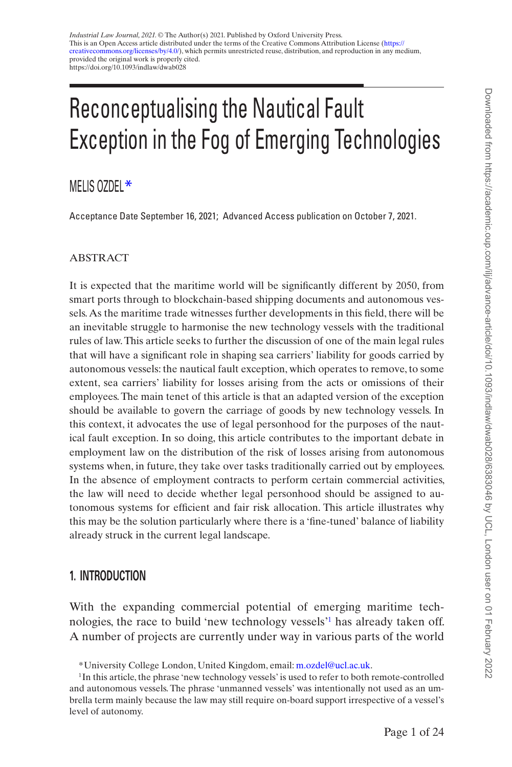*Industrial Law Journal, 2021.* © The Author(s) 2021. Published by Oxford University Press.
This is an Open Access article distributed under the terms of the Creative Commons Attribution License (https://creativecommons.org/licenses/by/4.0/), which permits unrestricted reuse, distribution, and reproduction in any medium, provided the original work is properly cited.
https://doi.org/10.1093/indlaw/dwab028

# Reconceptualising the Nautical Fault Exception in the Fog of Emerging Technologies

MELIS OZDEL*

Acceptance Date September 16, 2021; Advanced Access publication on October 7, 2021.

## ABSTRACT

It is expected that the maritime world will be significantly different by 2050, from smart ports through to blockchain-based shipping documents and autonomous vessels. As the maritime trade witnesses further developments in this field, there will be an inevitable struggle to harmonise the new technology vessels with the traditional rules of law. This article seeks to further the discussion of one of the main legal rules that will have a significant role in shaping sea carriers' liability for goods carried by autonomous vessels: the nautical fault exception, which operates to remove, to some extent, sea carriers' liability for losses arising from the acts or omissions of their employees. The main tenet of this article is that an adapted version of the exception should be available to govern the carriage of goods by new technology vessels. In this context, it advocates the use of legal personhood for the purposes of the nautical fault exception. In so doing, this article contributes to the important debate in employment law on the distribution of the risk of losses arising from autonomous systems when, in future, they take over tasks traditionally carried out by employees. In the absence of employment contracts to perform certain commercial activities, the law will need to decide whether legal personhood should be assigned to autonomous systems for efficient and fair risk allocation. This article illustrates why this may be the solution particularly where there is a 'fine-tuned' balance of liability already struck in the current legal landscape.

## 1. INTRODUCTION

With the expanding commercial potential of emerging maritime technologies, the race to build 'new technology vessels'[1] has already taken off. A number of projects are currently under way in various parts of the world

*University College London, United Kingdom, email: m.ozdel@ucl.ac.uk.

[1] In this article, the phrase 'new technology vessels' is used to refer to both remote-controlled and autonomous vessels. The phrase 'unmanned vessels' was intentionally not used as an umbrella term mainly because the law may still require on-board support irrespective of a vessel's level of autonomy.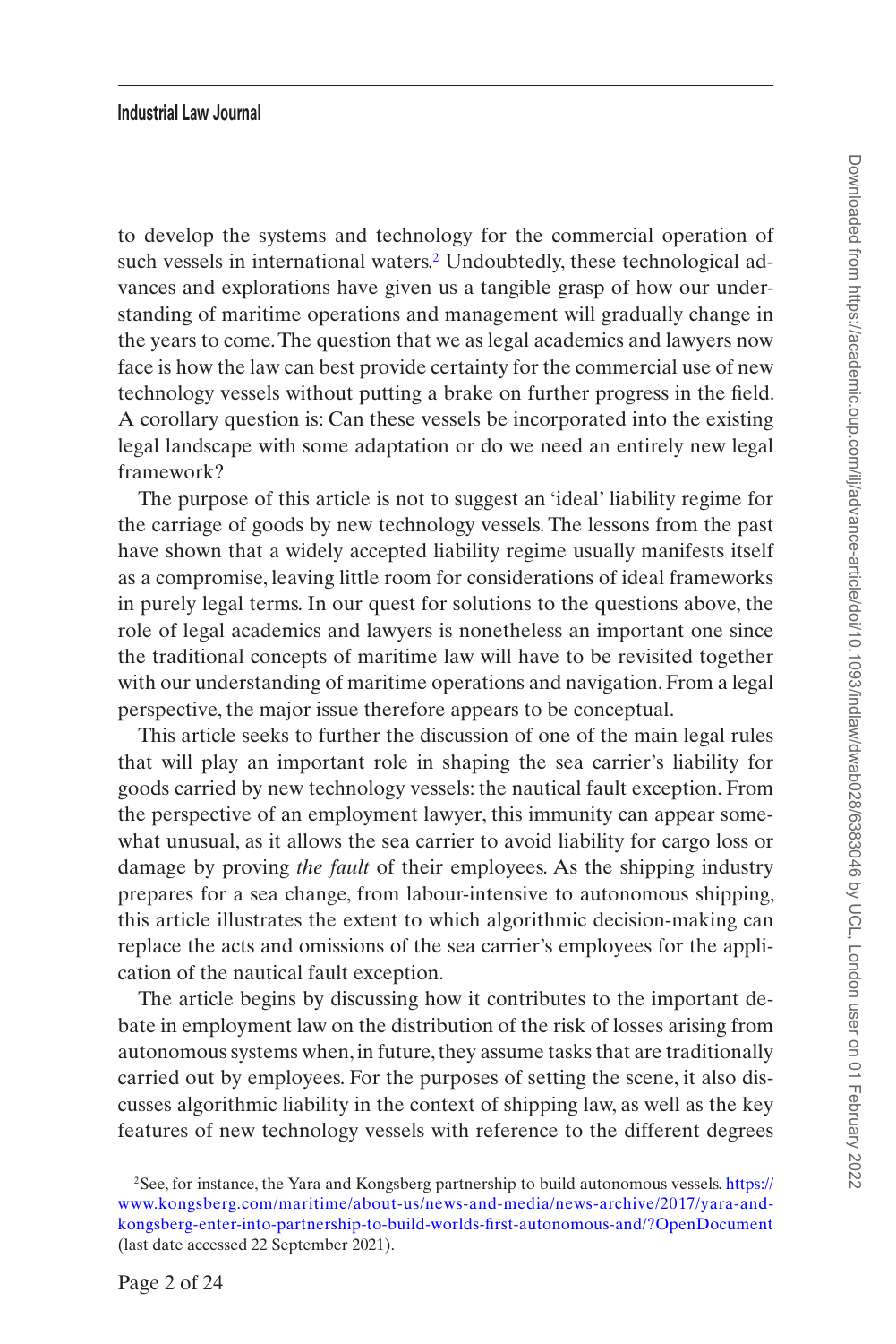to develop the systems and technology for the commercial operation of such vessels in international waters.[2] Undoubtedly, these technological advances and explorations have given us a tangible grasp of how our understanding of maritime operations and management will gradually change in the years to come. The question that we as legal academics and lawyers now face is how the law can best provide certainty for the commercial use of new technology vessels without putting a brake on further progress in the field. A corollary question is: Can these vessels be incorporated into the existing legal landscape with some adaptation or do we need an entirely new legal framework?

The purpose of this article is not to suggest an 'ideal' liability regime for the carriage of goods by new technology vessels. The lessons from the past have shown that a widely accepted liability regime usually manifests itself as a compromise, leaving little room for considerations of ideal frameworks in purely legal terms. In our quest for solutions to the questions above, the role of legal academics and lawyers is nonetheless an important one since the traditional concepts of maritime law will have to be revisited together with our understanding of maritime operations and navigation. From a legal perspective, the major issue therefore appears to be conceptual.

This article seeks to further the discussion of one of the main legal rules that will play an important role in shaping the sea carrier's liability for goods carried by new technology vessels: the nautical fault exception. From the perspective of an employment lawyer, this immunity can appear somewhat unusual, as it allows the sea carrier to avoid liability for cargo loss or damage by proving *the fault* of their employees. As the shipping industry prepares for a sea change, from labour-intensive to autonomous shipping, this article illustrates the extent to which algorithmic decision-making can replace the acts and omissions of the sea carrier's employees for the application of the nautical fault exception.

The article begins by discussing how it contributes to the important debate in employment law on the distribution of the risk of losses arising from autonomous systems when, in future, they assume tasks that are traditionally carried out by employees. For the purposes of setting the scene, it also discusses algorithmic liability in the context of shipping law, as well as the key features of new technology vessels with reference to the different degrees

[2] See, for instance, the Yara and Kongsberg partnership to build autonomous vessels. https://www.kongsberg.com/maritime/about-us/news-and-media/news-archive/2017/yara-and-kongsberg-enter-into-partnership-to-build-worlds-first-autonomous-and/?OpenDocument (last date accessed 22 September 2021).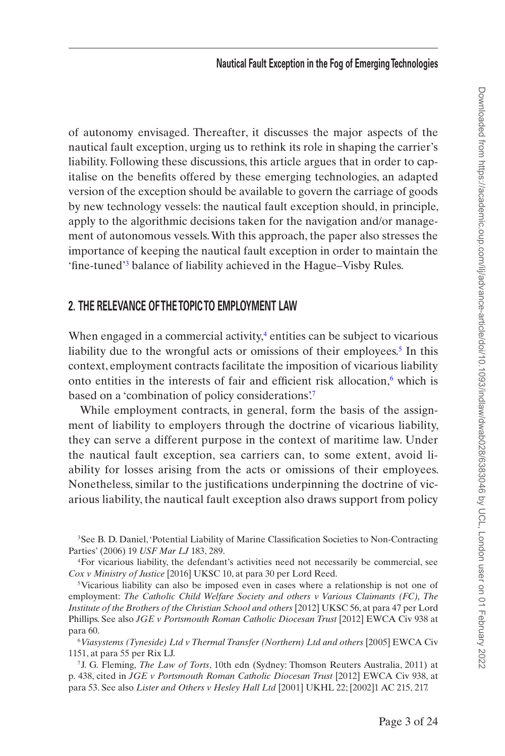of autonomy envisaged. Thereafter, it discusses the major aspects of the nautical fault exception, urging us to rethink its role in shaping the carrier's liability. Following these discussions, this article argues that in order to capitalise on the benefits offered by these emerging technologies, an adapted version of the exception should be available to govern the carriage of goods by new technology vessels: the nautical fault exception should, in principle, apply to the algorithmic decisions taken for the navigation and/or management of autonomous vessels. With this approach, the paper also stresses the importance of keeping the nautical fault exception in order to maintain the 'fine-tuned'[3] balance of liability achieved in the Hague–Visby Rules.

## 2. THE RELEVANCE OF THE TOPIC TO EMPLOYMENT LAW

When engaged in a commercial activity,[4] entities can be subject to vicarious liability due to the wrongful acts or omissions of their employees.[5] In this context, employment contracts facilitate the imposition of vicarious liability onto entities in the interests of fair and efficient risk allocation,[6] which is based on a 'combination of policy considerations'.[7]

While employment contracts, in general, form the basis of the assignment of liability to employers through the doctrine of vicarious liability, they can serve a different purpose in the context of maritime law. Under the nautical fault exception, sea carriers can, to some extent, avoid liability for losses arising from the acts or omissions of their employees. Nonetheless, similar to the justifications underpinning the doctrine of vicarious liability, the nautical fault exception also draws support from policy

---

[3] See B. D. Daniel, 'Potential Liability of Marine Classification Societies to Non-Contracting Parties' (2006) 19 *USF Mar LJ* 183, 289.

[4] For vicarious liability, the defendant's activities need not necessarily be commercial, see *Cox v Ministry of Justice* [2016] UKSC 10, at para 30 per Lord Reed.

[5] Vicarious liability can also be imposed even in cases where a relationship is not one of employment: *The Catholic Child Welfare Society and others v Various Claimants (FC), The Institute of the Brothers of the Christian School and others* [2012] UKSC 56, at para 47 per Lord Phillips. See also *JGE v Portsmouth Roman Catholic Diocesan Trust* [2012] EWCA Civ 938 at para 60.

[6] *Viasystems (Tyneside) Ltd v Thermal Transfer (Northern) Ltd and others* [2005] EWCA Civ 1151, at para 55 per Rix LJ.

[7] J. G. Fleming, *The Law of Torts*, 10th edn (Sydney: Thomson Reuters Australia, 2011) at p. 438, cited in *JGE v Portsmouth Roman Catholic Diocesan Trust* [2012] EWCA Civ 938, at para 53. See also *Lister and Others v Hesley Hall Ltd* [2001] UKHL 22; [2002]1 AC 215, 217.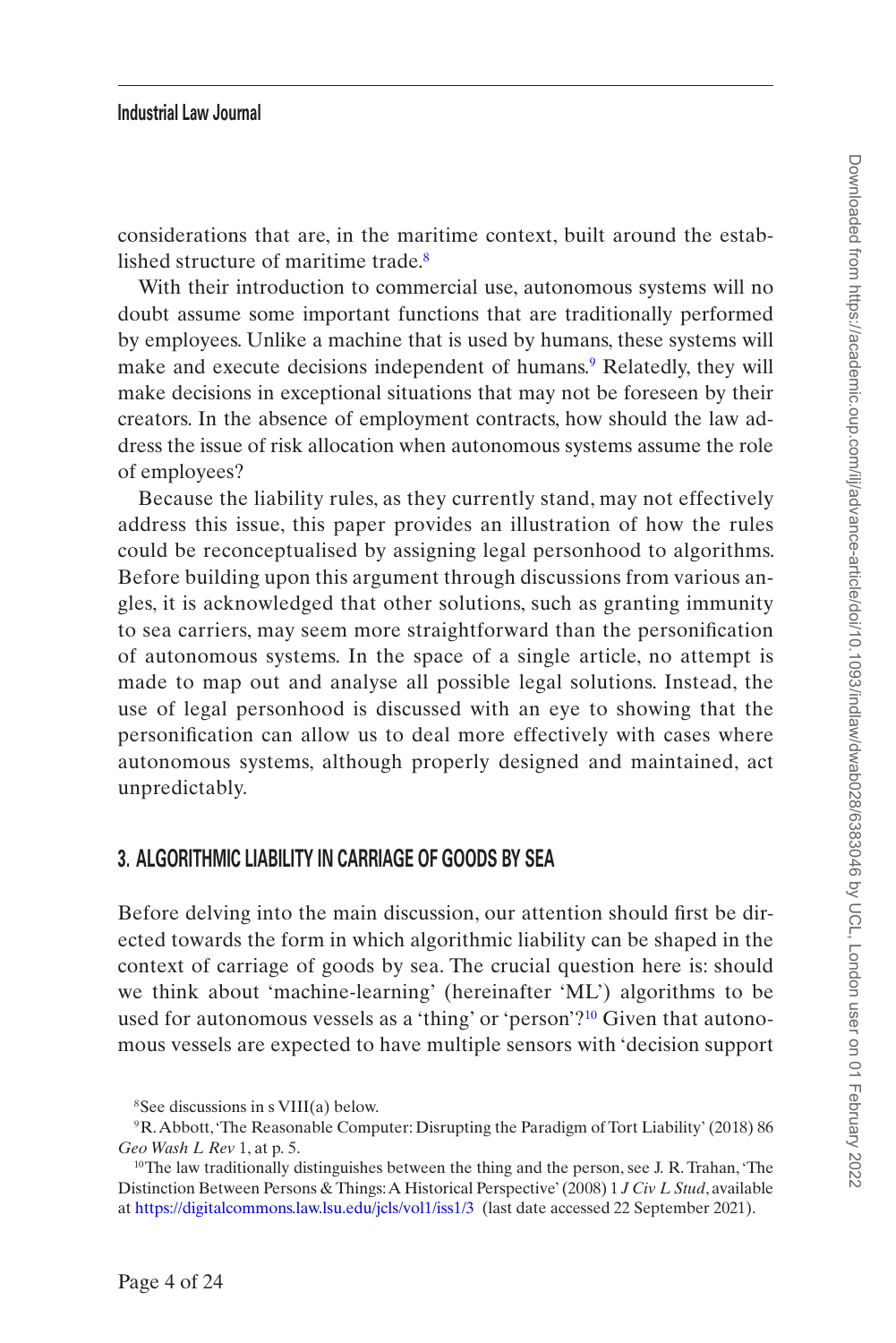considerations that are, in the maritime context, built around the established structure of maritime trade.[8]

With their introduction to commercial use, autonomous systems will no doubt assume some important functions that are traditionally performed by employees. Unlike a machine that is used by humans, these systems will make and execute decisions independent of humans.[9] Relatedly, they will make decisions in exceptional situations that may not be foreseen by their creators. In the absence of employment contracts, how should the law address the issue of risk allocation when autonomous systems assume the role of employees?

Because the liability rules, as they currently stand, may not effectively address this issue, this paper provides an illustration of how the rules could be reconceptualised by assigning legal personhood to algorithms. Before building upon this argument through discussions from various angles, it is acknowledged that other solutions, such as granting immunity to sea carriers, may seem more straightforward than the personification of autonomous systems. In the space of a single article, no attempt is made to map out and analyse all possible legal solutions. Instead, the use of legal personhood is discussed with an eye to showing that the personification can allow us to deal more effectively with cases where autonomous systems, although properly designed and maintained, act unpredictably.

## 3. ALGORITHMIC LIABILITY IN CARRIAGE OF GOODS BY SEA

Before delving into the main discussion, our attention should first be directed towards the form in which algorithmic liability can be shaped in the context of carriage of goods by sea. The crucial question here is: should we think about 'machine-learning' (hereinafter 'ML') algorithms to be used for autonomous vessels as a 'thing' or 'person'?[10] Given that autonomous vessels are expected to have multiple sensors with 'decision support

---

[8] See discussions in s VIII(a) below.

[9] R. Abbott, 'The Reasonable Computer: Disrupting the Paradigm of Tort Liability' (2018) 86 *Geo Wash L Rev* 1, at p. 5.

[10] The law traditionally distinguishes between the thing and the person, see J. R. Trahan, 'The Distinction Between Persons & Things: A Historical Perspective' (2008) 1 *J Civ L Stud*, available at https://digitalcommons.law.lsu.edu/jcls/vol1/iss1/3 (last date accessed 22 September 2021).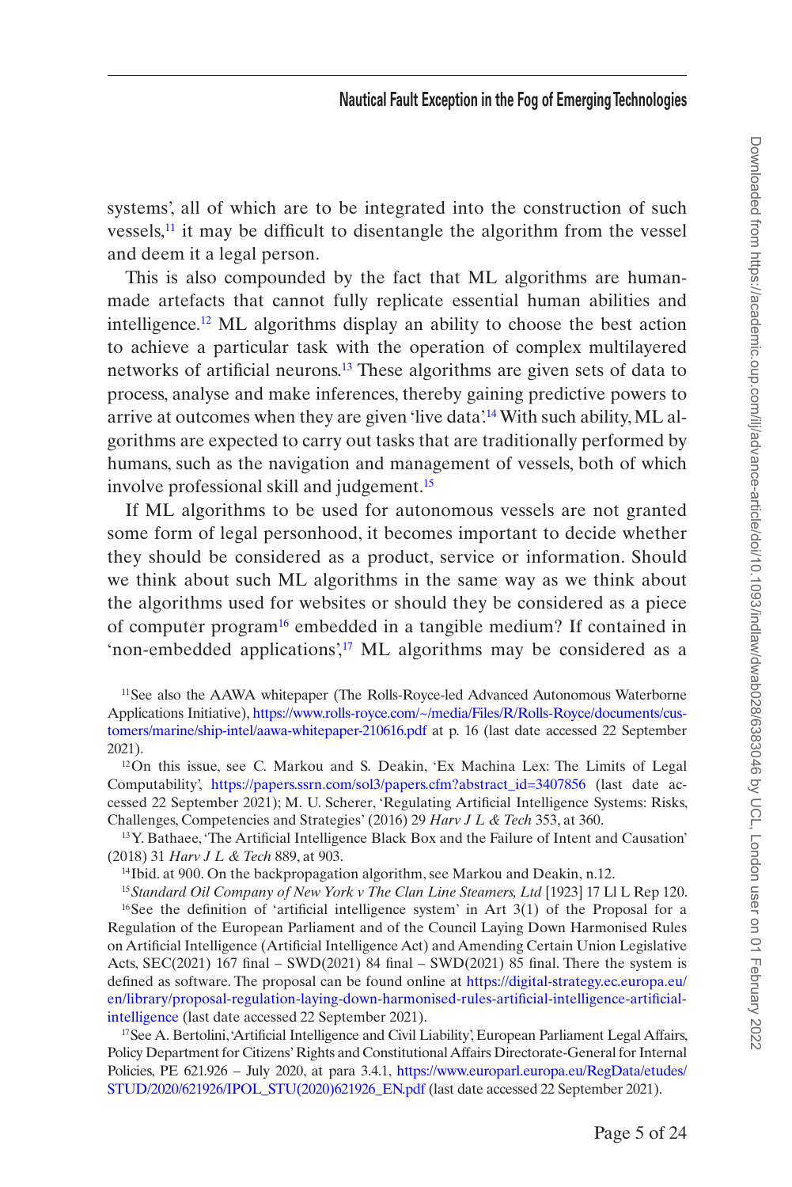systems', all of which are to be integrated into the construction of such vessels,[11] it may be difficult to disentangle the algorithm from the vessel and deem it a legal person.

This is also compounded by the fact that ML algorithms are human-made artefacts that cannot fully replicate essential human abilities and intelligence.[12] ML algorithms display an ability to choose the best action to achieve a particular task with the operation of complex multilayered networks of artificial neurons.[13] These algorithms are given sets of data to process, analyse and make inferences, thereby gaining predictive powers to arrive at outcomes when they are given 'live data'.[14] With such ability, ML algorithms are expected to carry out tasks that are traditionally performed by humans, such as the navigation and management of vessels, both of which involve professional skill and judgement.[15]

If ML algorithms to be used for autonomous vessels are not granted some form of legal personhood, it becomes important to decide whether they should be considered as a product, service or information. Should we think about such ML algorithms in the same way as we think about the algorithms used for websites or should they be considered as a piece of computer program[16] embedded in a tangible medium? If contained in 'non-embedded applications',[17] ML algorithms may be considered as a

---

[11] See also the AAWA whitepaper (The Rolls-Royce-led Advanced Autonomous Waterborne Applications Initiative), https://www.rolls-royce.com/~/media/Files/R/Rolls-Royce/documents/customers/marine/ship-intel/aawa-whitepaper-210616.pdf at p. 16 (last date accessed 22 September 2021).

[12] On this issue, see C. Markou and S. Deakin, 'Ex Machina Lex: The Limits of Legal Computability', https://papers.ssrn.com/sol3/papers.cfm?abstract_id=3407856 (last date accessed 22 September 2021); M. U. Scherer, 'Regulating Artificial Intelligence Systems: Risks, Challenges, Competencies and Strategies' (2016) 29 *Harv J L & Tech* 353, at 360.

[13] Y. Bathaee, 'The Artificial Intelligence Black Box and the Failure of Intent and Causation' (2018) 31 *Harv J L & Tech* 889, at 903.

[14] Ibid. at 900. On the backpropagation algorithm, see Markou and Deakin, n.12.

[15] *Standard Oil Company of New York v The Clan Line Steamers, Ltd* [1923] 17 Ll L Rep 120.

[16] See the definition of 'artificial intelligence system' in Art 3(1) of the Proposal for a Regulation of the European Parliament and of the Council Laying Down Harmonised Rules on Artificial Intelligence (Artificial Intelligence Act) and Amending Certain Union Legislative Acts, SEC(2021) 167 final – SWD(2021) 84 final – SWD(2021) 85 final. There the system is defined as software. The proposal can be found online at https://digital-strategy.ec.europa.eu/en/library/proposal-regulation-laying-down-harmonised-rules-artificial-intelligence-artificial-intelligence (last date accessed 22 September 2021).

[17] See A. Bertolini, 'Artificial Intelligence and Civil Liability', European Parliament Legal Affairs, Policy Department for Citizens' Rights and Constitutional Affairs Directorate-General for Internal Policies, PE 621.926 – July 2020, at para 3.4.1, https://www.europarl.europa.eu/RegData/etudes/STUD/2020/621926/IPOL_STU(2020)621926_EN.pdf (last date accessed 22 September 2021).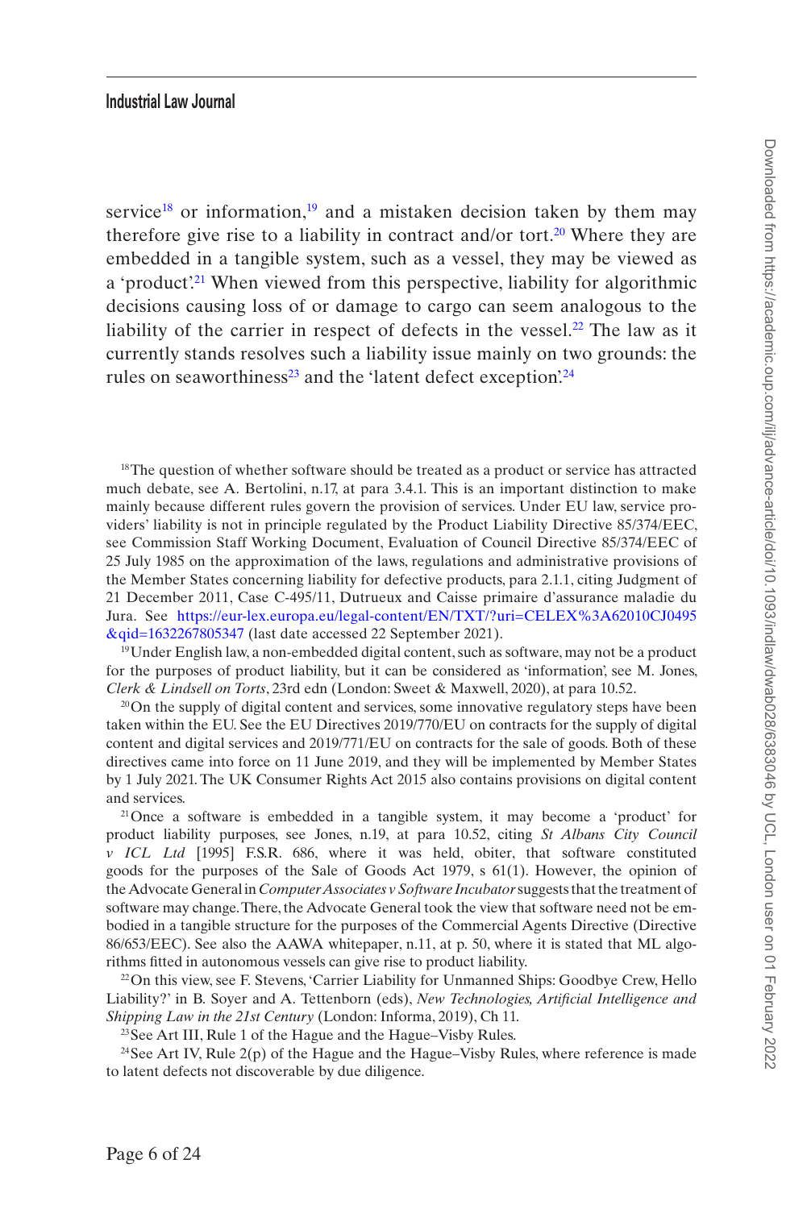service[18] or information,[19] and a mistaken decision taken by them may therefore give rise to a liability in contract and/or tort.[20] Where they are embedded in a tangible system, such as a vessel, they may be viewed as a 'product'.[21] When viewed from this perspective, liability for algorithmic decisions causing loss of or damage to cargo can seem analogous to the liability of the carrier in respect of defects in the vessel.[22] The law as it currently stands resolves such a liability issue mainly on two grounds: the rules on seaworthiness[23] and the 'latent defect exception'.[24]

[18] The question of whether software should be treated as a product or service has attracted much debate, see A. Bertolini, n.17, at para 3.4.1. This is an important distinction to make mainly because different rules govern the provision of services. Under EU law, service providers' liability is not in principle regulated by the Product Liability Directive 85/374/EEC, see Commission Staff Working Document, Evaluation of Council Directive 85/374/EEC of 25 July 1985 on the approximation of the laws, regulations and administrative provisions of the Member States concerning liability for defective products, para 2.1.1, citing Judgment of 21 December 2011, Case C-495/11, Dutrueux and Caisse primaire d'assurance maladie du Jura. See https://eur-lex.europa.eu/legal-content/EN/TXT/?uri=CELEX%3A62010CJ0495&qid=1632267805347 (last date accessed 22 September 2021).

[19] Under English law, a non-embedded digital content, such as software, may not be a product for the purposes of product liability, but it can be considered as 'information', see M. Jones, *Clerk & Lindsell on Torts*, 23rd edn (London: Sweet & Maxwell, 2020), at para 10.52.

[20] On the supply of digital content and services, some innovative regulatory steps have been taken within the EU. See the EU Directives 2019/770/EU on contracts for the supply of digital content and digital services and 2019/771/EU on contracts for the sale of goods. Both of these directives came into force on 11 June 2019, and they will be implemented by Member States by 1 July 2021. The UK Consumer Rights Act 2015 also contains provisions on digital content and services.

[21] Once a software is embedded in a tangible system, it may become a 'product' for product liability purposes, see Jones, n.19, at para 10.52, citing *St Albans City Council v ICL Ltd* [1995] F.S.R. 686, where it was held, obiter, that software constituted goods for the purposes of the Sale of Goods Act 1979, s 61(1). However, the opinion of the Advocate General in *Computer Associates v Software Incubator* suggests that the treatment of software may change. There, the Advocate General took the view that software need not be embodied in a tangible structure for the purposes of the Commercial Agents Directive (Directive 86/653/EEC). See also the AAWA whitepaper, n.11, at p. 50, where it is stated that ML algorithms fitted in autonomous vessels can give rise to product liability.

[22] On this view, see F. Stevens, 'Carrier Liability for Unmanned Ships: Goodbye Crew, Hello Liability?' in B. Soyer and A. Tettenborn (eds), *New Technologies, Artificial Intelligence and Shipping Law in the 21st Century* (London: Informa, 2019), Ch 11.

[23] See Art III, Rule 1 of the Hague and the Hague–Visby Rules.

[24] See Art IV, Rule 2(p) of the Hague and the Hague–Visby Rules, where reference is made to latent defects not discoverable by due diligence.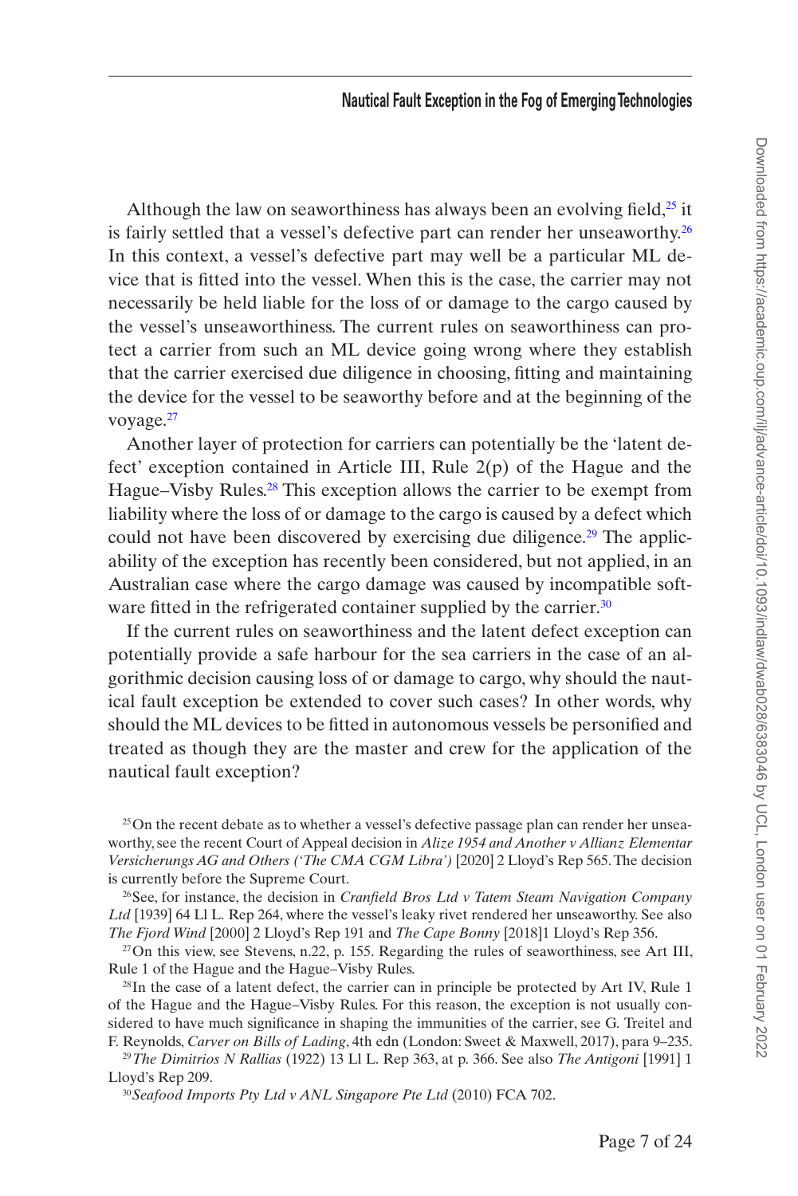Although the law on seaworthiness has always been an evolving field,[25] it is fairly settled that a vessel's defective part can render her unseaworthy.[26] In this context, a vessel's defective part may well be a particular ML device that is fitted into the vessel. When this is the case, the carrier may not necessarily be held liable for the loss of or damage to the cargo caused by the vessel's unseaworthiness. The current rules on seaworthiness can protect a carrier from such an ML device going wrong where they establish that the carrier exercised due diligence in choosing, fitting and maintaining the device for the vessel to be seaworthy before and at the beginning of the voyage.[27]

Another layer of protection for carriers can potentially be the 'latent defect' exception contained in Article III, Rule 2(p) of the Hague and the Hague–Visby Rules.[28] This exception allows the carrier to be exempt from liability where the loss of or damage to the cargo is caused by a defect which could not have been discovered by exercising due diligence.[29] The applicability of the exception has recently been considered, but not applied, in an Australian case where the cargo damage was caused by incompatible software fitted in the refrigerated container supplied by the carrier.[30]

If the current rules on seaworthiness and the latent defect exception can potentially provide a safe harbour for the sea carriers in the case of an algorithmic decision causing loss of or damage to cargo, why should the nautical fault exception be extended to cover such cases? In other words, why should the ML devices to be fitted in autonomous vessels be personified and treated as though they are the master and crew for the application of the nautical fault exception?

[25] On the recent debate as to whether a vessel's defective passage plan can render her unseaworthy, see the recent Court of Appeal decision in *Alize 1954 and Another v Allianz Elementar Versicherungs AG and Others ('The CMA CGM Libra')* [2020] 2 Lloyd's Rep 565. The decision is currently before the Supreme Court.

[26] See, for instance, the decision in *Cranfield Bros Ltd v Tatem Steam Navigation Company Ltd* [1939] 64 Ll L. Rep 264, where the vessel's leaky rivet rendered her unseaworthy. See also *The Fjord Wind* [2000] 2 Lloyd's Rep 191 and *The Cape Bonny* [2018]1 Lloyd's Rep 356.

[27] On this view, see Stevens, n.22, p. 155. Regarding the rules of seaworthiness, see Art III, Rule 1 of the Hague and the Hague–Visby Rules.

[28] In the case of a latent defect, the carrier can in principle be protected by Art IV, Rule 1 of the Hague and the Hague–Visby Rules. For this reason, the exception is not usually considered to have much significance in shaping the immunities of the carrier, see G. Treitel and F. Reynolds, *Carver on Bills of Lading*, 4th edn (London: Sweet & Maxwell, 2017), para 9–235.

[29] *The Dimitrios N Rallias* (1922) 13 Ll L. Rep 363, at p. 366. See also *The Antigoni* [1991] 1 Lloyd's Rep 209.

[30] *Seafood Imports Pty Ltd v ANL Singapore Pte Ltd* (2010) FCA 702.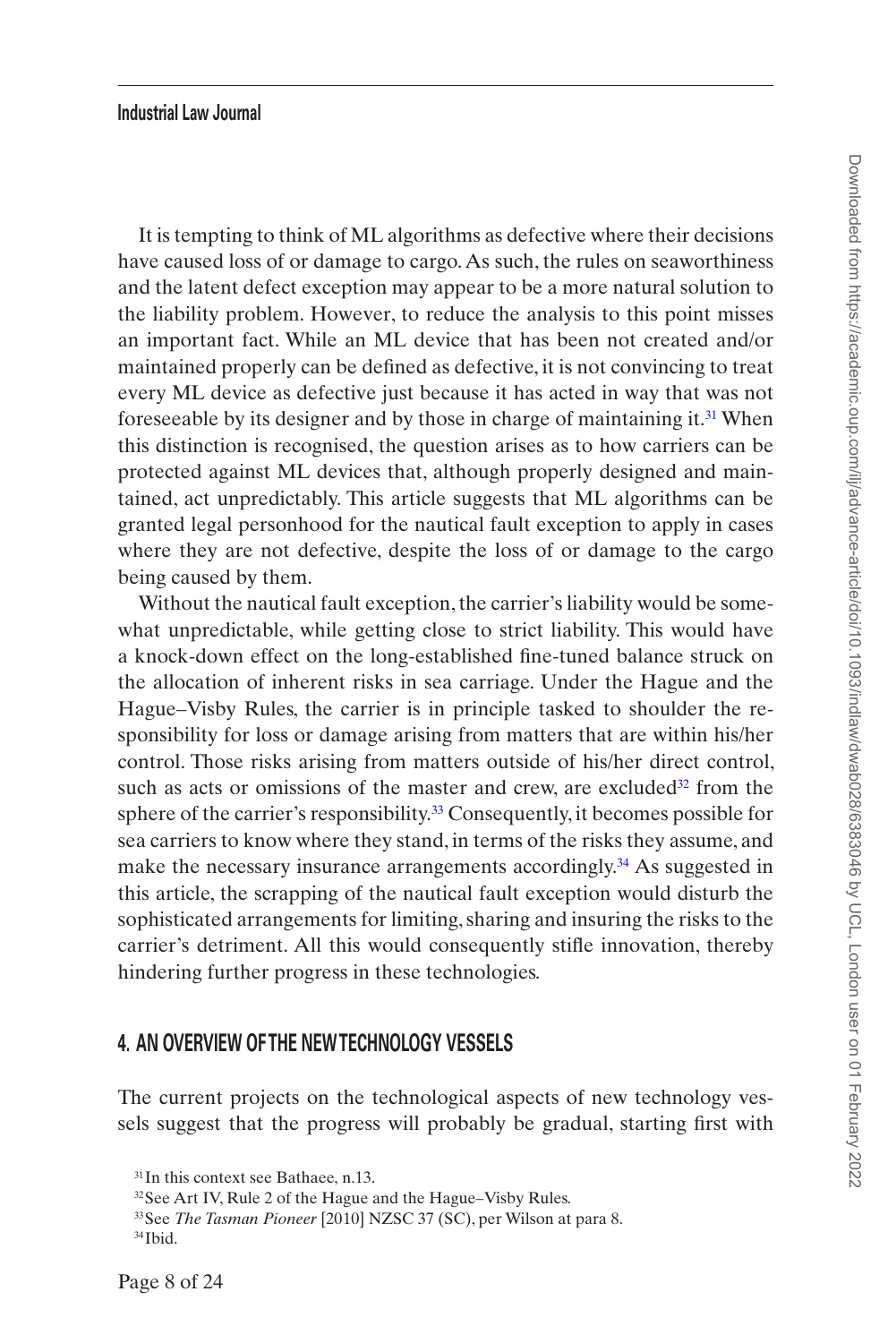It is tempting to think of ML algorithms as defective where their decisions have caused loss of or damage to cargo. As such, the rules on seaworthiness and the latent defect exception may appear to be a more natural solution to the liability problem. However, to reduce the analysis to this point misses an important fact. While an ML device that has been not created and/or maintained properly can be defined as defective, it is not convincing to treat every ML device as defective just because it has acted in way that was not foreseeable by its designer and by those in charge of maintaining it.[31] When this distinction is recognised, the question arises as to how carriers can be protected against ML devices that, although properly designed and maintained, act unpredictably. This article suggests that ML algorithms can be granted legal personhood for the nautical fault exception to apply in cases where they are not defective, despite the loss of or damage to the cargo being caused by them.

Without the nautical fault exception, the carrier's liability would be somewhat unpredictable, while getting close to strict liability. This would have a knock-down effect on the long-established fine-tuned balance struck on the allocation of inherent risks in sea carriage. Under the Hague and the Hague–Visby Rules, the carrier is in principle tasked to shoulder the responsibility for loss or damage arising from matters that are within his/her control. Those risks arising from matters outside of his/her direct control, such as acts or omissions of the master and crew, are excluded[32] from the sphere of the carrier's responsibility.[33] Consequently, it becomes possible for sea carriers to know where they stand, in terms of the risks they assume, and make the necessary insurance arrangements accordingly.[34] As suggested in this article, the scrapping of the nautical fault exception would disturb the sophisticated arrangements for limiting, sharing and insuring the risks to the carrier's detriment. All this would consequently stifle innovation, thereby hindering further progress in these technologies.

## 4. AN OVERVIEW OF THE NEW TECHNOLOGY VESSELS

The current projects on the technological aspects of new technology vessels suggest that the progress will probably be gradual, starting first with

[31] In this context see Bathaee, n.13.

[32] See Art IV, Rule 2 of the Hague and the Hague–Visby Rules.

[33] See *The Tasman Pioneer* [2010] NZSC 37 (SC), per Wilson at para 8.

[34] Ibid.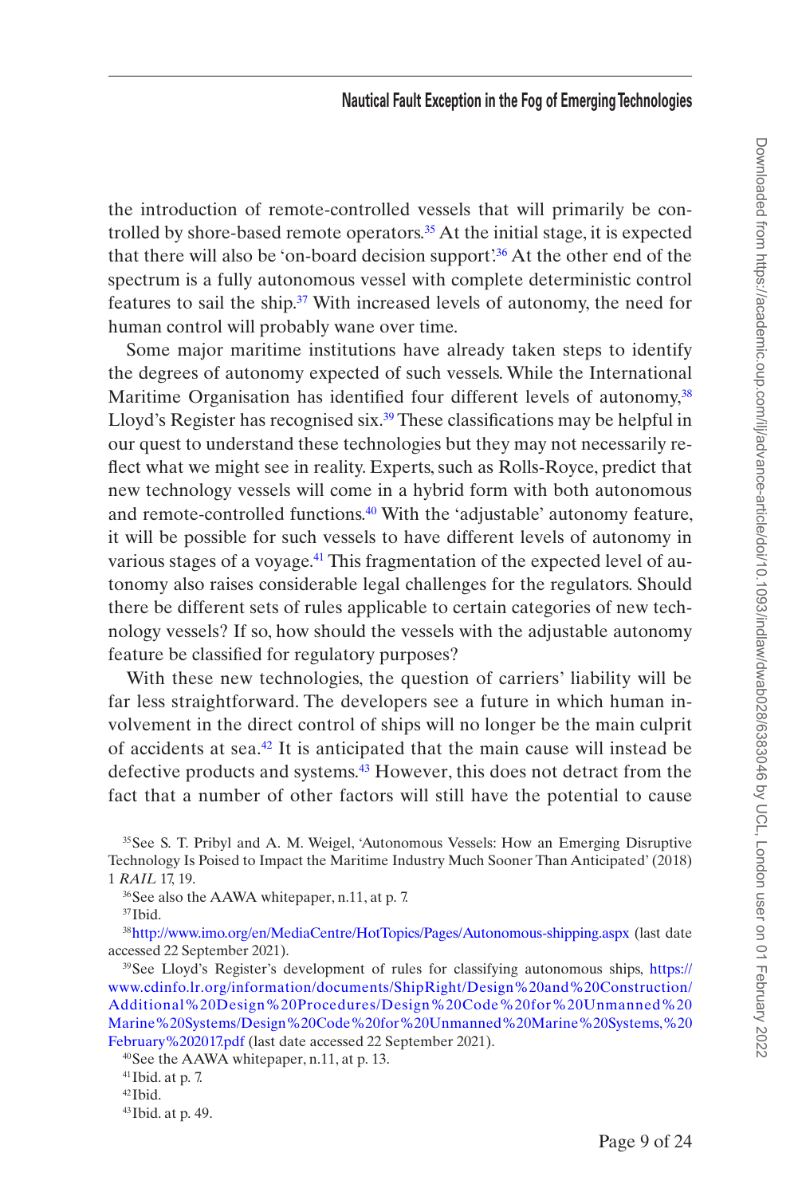the introduction of remote-controlled vessels that will primarily be controlled by shore-based remote operators.[35] At the initial stage, it is expected that there will also be 'on-board decision support'.[36] At the other end of the spectrum is a fully autonomous vessel with complete deterministic control features to sail the ship.[37] With increased levels of autonomy, the need for human control will probably wane over time.

Some major maritime institutions have already taken steps to identify the degrees of autonomy expected of such vessels. While the International Maritime Organisation has identified four different levels of autonomy,[38] Lloyd's Register has recognised six.[39] These classifications may be helpful in our quest to understand these technologies but they may not necessarily reflect what we might see in reality. Experts, such as Rolls-Royce, predict that new technology vessels will come in a hybrid form with both autonomous and remote-controlled functions.[40] With the 'adjustable' autonomy feature, it will be possible for such vessels to have different levels of autonomy in various stages of a voyage.[41] This fragmentation of the expected level of autonomy also raises considerable legal challenges for the regulators. Should there be different sets of rules applicable to certain categories of new technology vessels? If so, how should the vessels with the adjustable autonomy feature be classified for regulatory purposes?

With these new technologies, the question of carriers' liability will be far less straightforward. The developers see a future in which human involvement in the direct control of ships will no longer be the main culprit of accidents at sea.[42] It is anticipated that the main cause will instead be defective products and systems.[43] However, this does not detract from the fact that a number of other factors will still have the potential to cause

[35] See S. T. Pribyl and A. M. Weigel, 'Autonomous Vessels: How an Emerging Disruptive Technology Is Poised to Impact the Maritime Industry Much Sooner Than Anticipated' (2018) 1 *RAIL* 17, 19.

[36] See also the AAWA whitepaper, n.11, at p. 7.

[37] Ibid.

[38] http://www.imo.org/en/MediaCentre/HotTopics/Pages/Autonomous-shipping.aspx (last date accessed 22 September 2021).

[39] See Lloyd's Register's development of rules for classifying autonomous ships, https://www.cdinfo.lr.org/information/documents/ShipRight/Design%20and%20Construction/Additional%20Design%20Procedures/Design%20Code%20for%20Unmanned%20Marine%20Systems/Design%20Code%20for%20Unmanned%20Marine%20Systems,%20February%202017.pdf (last date accessed 22 September 2021).

[40] See the AAWA whitepaper, n.11, at p. 13.

[41] Ibid. at p. 7.

[42] Ibid.

[43] Ibid. at p. 49.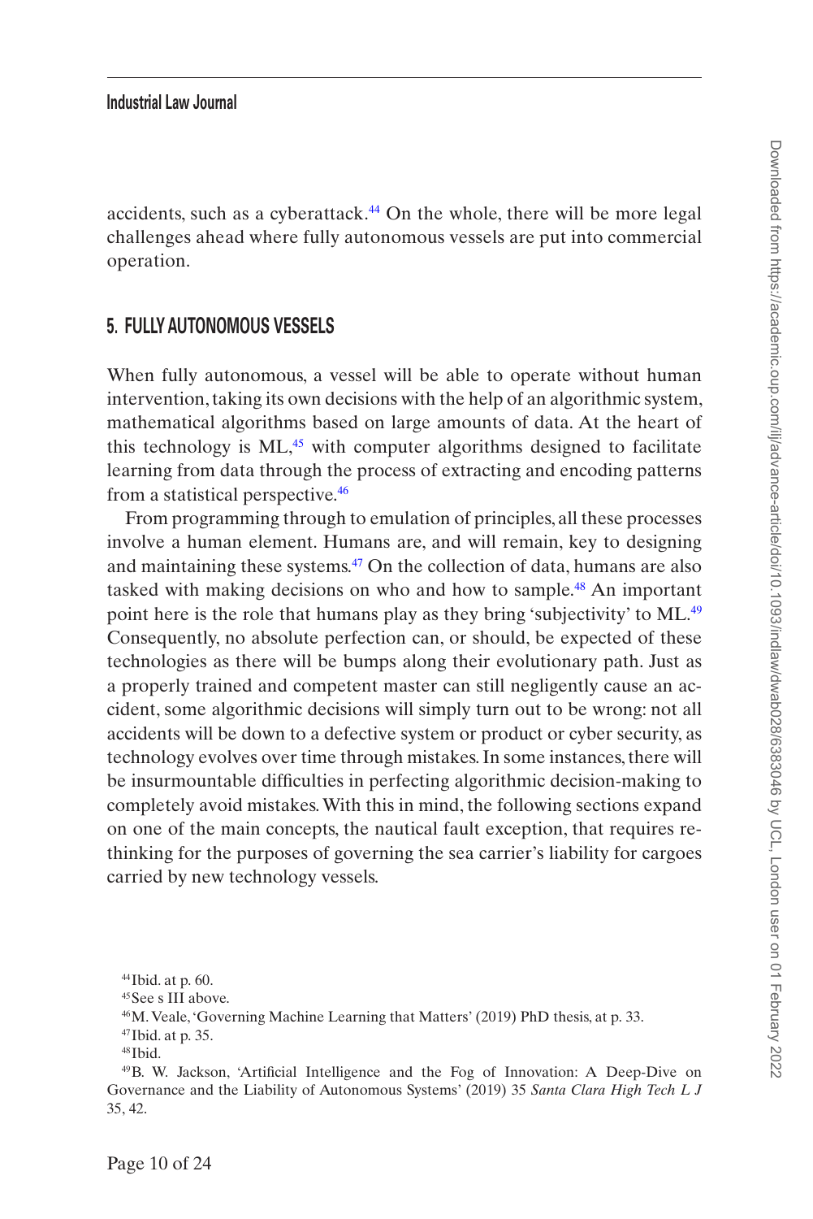accidents, such as a cyberattack.[44] On the whole, there will be more legal challenges ahead where fully autonomous vessels are put into commercial operation.

## 5. FULLY AUTONOMOUS VESSELS

When fully autonomous, a vessel will be able to operate without human intervention, taking its own decisions with the help of an algorithmic system, mathematical algorithms based on large amounts of data. At the heart of this technology is ML,[45] with computer algorithms designed to facilitate learning from data through the process of extracting and encoding patterns from a statistical perspective.[46]

From programming through to emulation of principles, all these processes involve a human element. Humans are, and will remain, key to designing and maintaining these systems.[47] On the collection of data, humans are also tasked with making decisions on who and how to sample.[48] An important point here is the role that humans play as they bring 'subjectivity' to ML.[49] Consequently, no absolute perfection can, or should, be expected of these technologies as there will be bumps along their evolutionary path. Just as a properly trained and competent master can still negligently cause an accident, some algorithmic decisions will simply turn out to be wrong: not all accidents will be down to a defective system or product or cyber security, as technology evolves over time through mistakes. In some instances, there will be insurmountable difficulties in perfecting algorithmic decision-making to completely avoid mistakes. With this in mind, the following sections expand on one of the main concepts, the nautical fault exception, that requires rethinking for the purposes of governing the sea carrier's liability for cargoes carried by new technology vessels.

[44] Ibid. at p. 60.

[45] See s III above.

[46] M. Veale, 'Governing Machine Learning that Matters' (2019) PhD thesis, at p. 33.

[47] Ibid. at p. 35.

[48] Ibid.

[49] B. W. Jackson, 'Artificial Intelligence and the Fog of Innovation: A Deep-Dive on Governance and the Liability of Autonomous Systems' (2019) 35 *Santa Clara High Tech L J* 35, 42.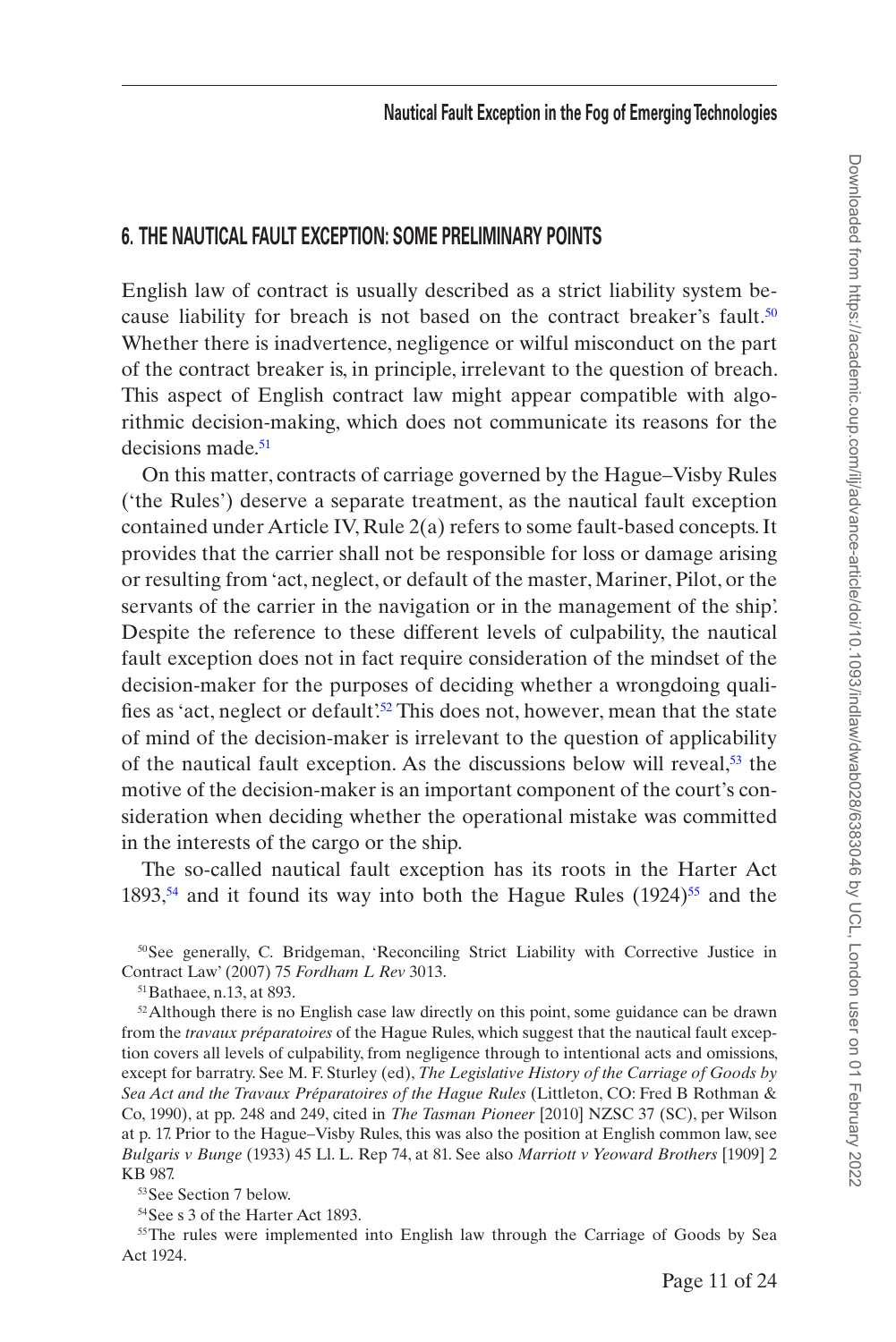## 6. THE NAUTICAL FAULT EXCEPTION: SOME PRELIMINARY POINTS

English law of contract is usually described as a strict liability system because liability for breach is not based on the contract breaker's fault.[50] Whether there is inadvertence, negligence or wilful misconduct on the part of the contract breaker is, in principle, irrelevant to the question of breach. This aspect of English contract law might appear compatible with algorithmic decision-making, which does not communicate its reasons for the decisions made.[51]

On this matter, contracts of carriage governed by the Hague–Visby Rules ('the Rules') deserve a separate treatment, as the nautical fault exception contained under Article IV, Rule 2(a) refers to some fault-based concepts. It provides that the carrier shall not be responsible for loss or damage arising or resulting from 'act, neglect, or default of the master, Mariner, Pilot, or the servants of the carrier in the navigation or in the management of the ship'. Despite the reference to these different levels of culpability, the nautical fault exception does not in fact require consideration of the mindset of the decision-maker for the purposes of deciding whether a wrongdoing qualifies as 'act, neglect or default'.[52] This does not, however, mean that the state of mind of the decision-maker is irrelevant to the question of applicability of the nautical fault exception. As the discussions below will reveal,[53] the motive of the decision-maker is an important component of the court's consideration when deciding whether the operational mistake was committed in the interests of the cargo or the ship.

The so-called nautical fault exception has its roots in the Harter Act 1893,[54] and it found its way into both the Hague Rules (1924)[55] and the

[50] See generally, C. Bridgeman, 'Reconciling Strict Liability with Corrective Justice in Contract Law' (2007) 75 *Fordham L Rev* 3013.

[51] Bathaee, n.13, at 893.

[52] Although there is no English case law directly on this point, some guidance can be drawn from the *travaux préparatoires* of the Hague Rules, which suggest that the nautical fault exception covers all levels of culpability, from negligence through to intentional acts and omissions, except for barratry. See M. F. Sturley (ed), *The Legislative History of the Carriage of Goods by Sea Act and the Travaux Préparatoires of the Hague Rules* (Littleton, CO: Fred B Rothman & Co, 1990), at pp. 248 and 249, cited in *The Tasman Pioneer* [2010] NZSC 37 (SC), per Wilson at p. 17. Prior to the Hague–Visby Rules, this was also the position at English common law, see *Bulgaris v Bunge* (1933) 45 Ll. L. Rep 74, at 81. See also *Marriott v Yeoward Brothers* [1909] 2 KB 987.

[53] See Section 7 below.

[54] See s 3 of the Harter Act 1893.

[55] The rules were implemented into English law through the Carriage of Goods by Sea Act 1924.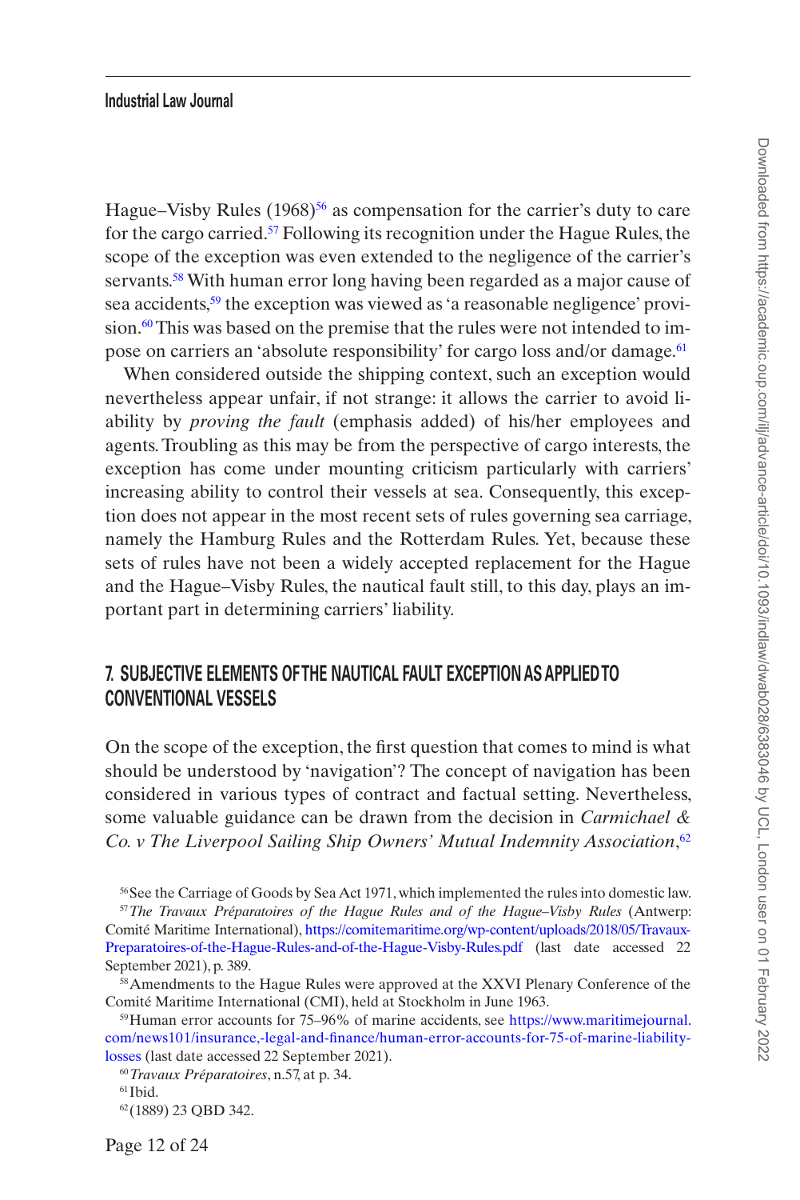Hague–Visby Rules (1968)[56] as compensation for the carrier's duty to care for the cargo carried.[57] Following its recognition under the Hague Rules, the scope of the exception was even extended to the negligence of the carrier's servants.[58] With human error long having been regarded as a major cause of sea accidents,[59] the exception was viewed as 'a reasonable negligence' provision.[60] This was based on the premise that the rules were not intended to impose on carriers an 'absolute responsibility' for cargo loss and/or damage.[61]

When considered outside the shipping context, such an exception would nevertheless appear unfair, if not strange: it allows the carrier to avoid liability by *proving the fault* (emphasis added) of his/her employees and agents. Troubling as this may be from the perspective of cargo interests, the exception has come under mounting criticism particularly with carriers' increasing ability to control their vessels at sea. Consequently, this exception does not appear in the most recent sets of rules governing sea carriage, namely the Hamburg Rules and the Rotterdam Rules. Yet, because these sets of rules have not been a widely accepted replacement for the Hague and the Hague–Visby Rules, the nautical fault still, to this day, plays an important part in determining carriers' liability.

## 7. SUBJECTIVE ELEMENTS OF THE NAUTICAL FAULT EXCEPTION AS APPLIED TO CONVENTIONAL VESSELS

On the scope of the exception, the first question that comes to mind is what should be understood by 'navigation'? The concept of navigation has been considered in various types of contract and factual setting. Nevertheless, some valuable guidance can be drawn from the decision in *Carmichael & Co. v The Liverpool Sailing Ship Owners' Mutual Indemnity Association*,[62]

[56] See the Carriage of Goods by Sea Act 1971, which implemented the rules into domestic law.

[57] *The Travaux Préparatoires of the Hague Rules and of the Hague–Visby Rules* (Antwerp: Comité Maritime International), https://comitemaritime.org/wp-content/uploads/2018/05/Travaux-Preparatoires-of-the-Hague-Rules-and-of-the-Hague-Visby-Rules.pdf (last date accessed 22 September 2021), p. 389.

[58] Amendments to the Hague Rules were approved at the XXVI Plenary Conference of the Comité Maritime International (CMI), held at Stockholm in June 1963.

[59] Human error accounts for 75–96% of marine accidents, see https://www.maritimejournal.com/news101/insurance,-legal-and-finance/human-error-accounts-for-75-of-marine-liability-losses (last date accessed 22 September 2021).

[60] *Travaux Préparatoires*, n.57, at p. 34.

[61] Ibid.

[62] (1889) 23 QBD 342.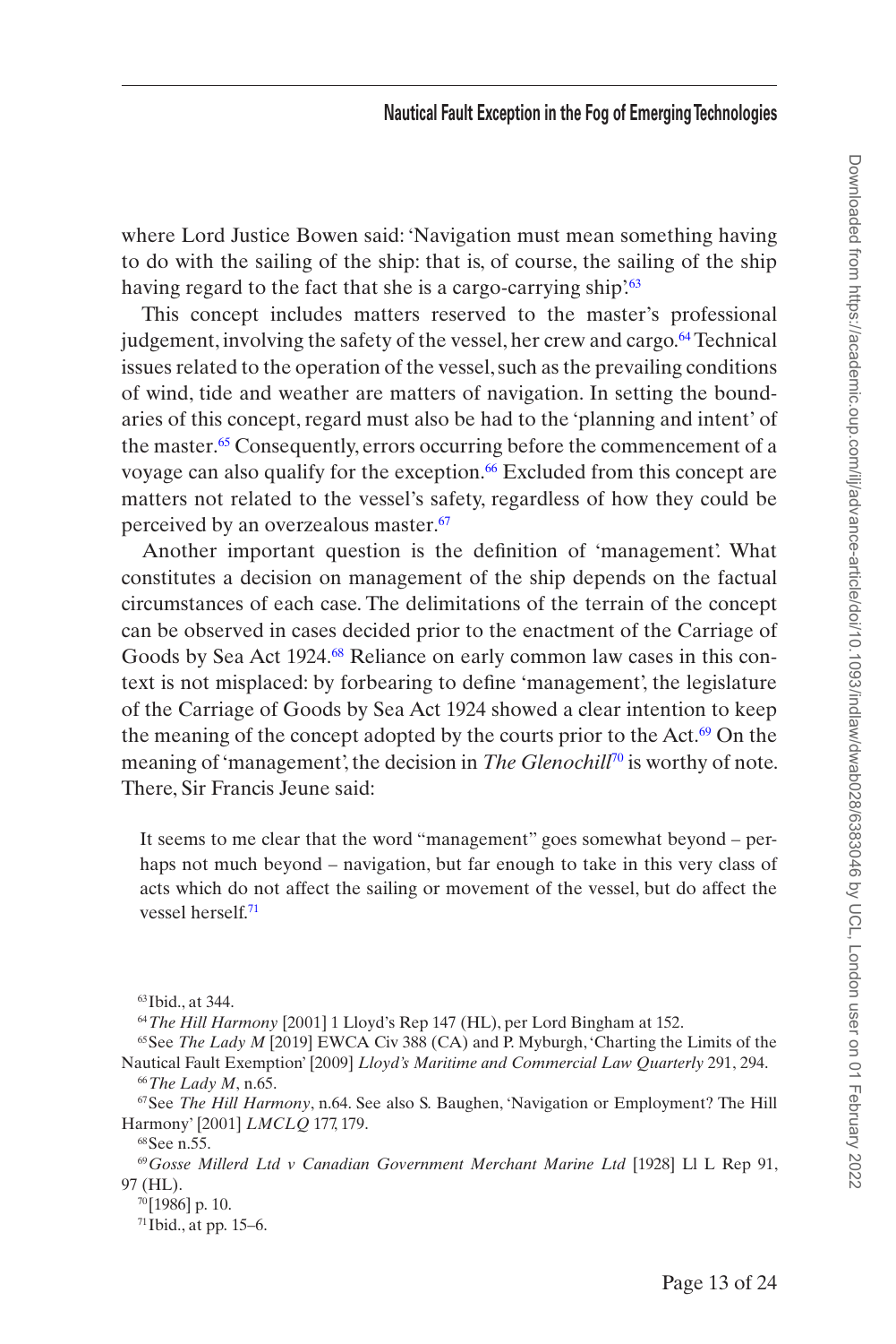where Lord Justice Bowen said: 'Navigation must mean something having to do with the sailing of the ship: that is, of course, the sailing of the ship having regard to the fact that she is a cargo-carrying ship'.[63]

This concept includes matters reserved to the master's professional judgement, involving the safety of the vessel, her crew and cargo.[64] Technical issues related to the operation of the vessel, such as the prevailing conditions of wind, tide and weather are matters of navigation. In setting the boundaries of this concept, regard must also be had to the 'planning and intent' of the master.[65] Consequently, errors occurring before the commencement of a voyage can also qualify for the exception.[66] Excluded from this concept are matters not related to the vessel's safety, regardless of how they could be perceived by an overzealous master.[67]

Another important question is the definition of 'management'. What constitutes a decision on management of the ship depends on the factual circumstances of each case. The delimitations of the terrain of the concept can be observed in cases decided prior to the enactment of the Carriage of Goods by Sea Act 1924.[68] Reliance on early common law cases in this context is not misplaced: by forbearing to define 'management', the legislature of the Carriage of Goods by Sea Act 1924 showed a clear intention to keep the meaning of the concept adopted by the courts prior to the Act.[69] On the meaning of 'management', the decision in *The Glenochil*[70] is worthy of note. There, Sir Francis Jeune said:

> It seems to me clear that the word "management" goes somewhat beyond – perhaps not much beyond – navigation, but far enough to take in this very class of acts which do not affect the sailing or movement of the vessel, but do affect the vessel herself.[71]

---

[63] Ibid., at 344.

[64] *The Hill Harmony* [2001] 1 Lloyd's Rep 147 (HL), per Lord Bingham at 152.

[65] See *The Lady M* [2019] EWCA Civ 388 (CA) and P. Myburgh, 'Charting the Limits of the Nautical Fault Exemption' [2009] *Lloyd's Maritime and Commercial Law Quarterly* 291, 294.

[66] *The Lady M*, n.65.

[67] See *The Hill Harmony*, n.64. See also S. Baughen, 'Navigation or Employment? The Hill Harmony' [2001] *LMCLQ* 177, 179.

[68] See n.55.

[69] *Gosse Millerd Ltd v Canadian Government Merchant Marine Ltd* [1928] Ll L Rep 91, 97 (HL).

[70] [1986] p. 10.

[71] Ibid., at pp. 15–6.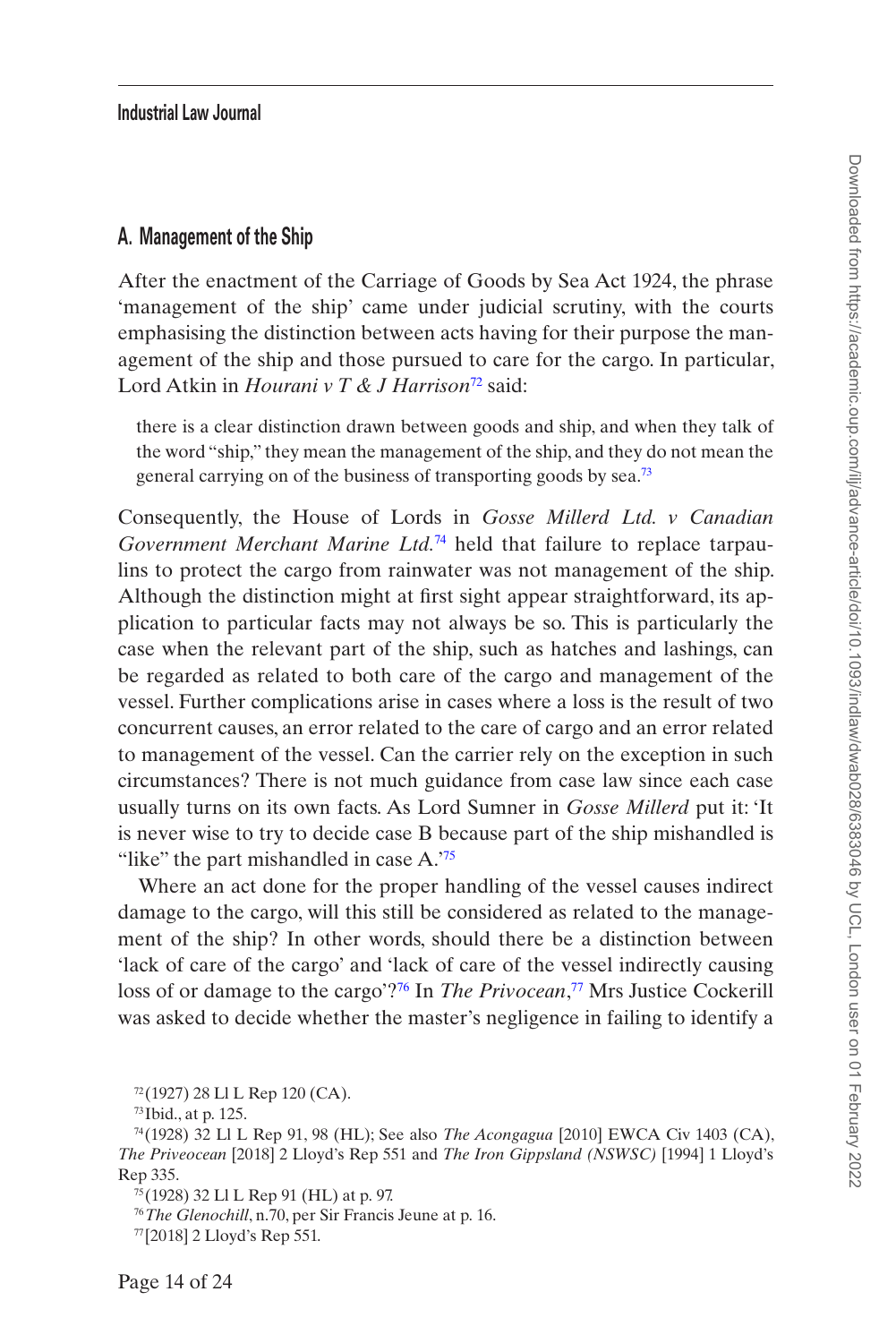## A. Management of the Ship

After the enactment of the Carriage of Goods by Sea Act 1924, the phrase 'management of the ship' came under judicial scrutiny, with the courts emphasising the distinction between acts having for their purpose the management of the ship and those pursued to care for the cargo. In particular, Lord Atkin in *Hourani v T & J Harrison*[72] said:

> there is a clear distinction drawn between goods and ship, and when they talk of the word "ship," they mean the management of the ship, and they do not mean the general carrying on of the business of transporting goods by sea.[73]

Consequently, the House of Lords in *Gosse Millerd Ltd. v Canadian Government Merchant Marine Ltd.*[74] held that failure to replace tarpaulins to protect the cargo from rainwater was not management of the ship. Although the distinction might at first sight appear straightforward, its application to particular facts may not always be so. This is particularly the case when the relevant part of the ship, such as hatches and lashings, can be regarded as related to both care of the cargo and management of the vessel. Further complications arise in cases where a loss is the result of two concurrent causes, an error related to the care of cargo and an error related to management of the vessel. Can the carrier rely on the exception in such circumstances? There is not much guidance from case law since each case usually turns on its own facts. As Lord Sumner in *Gosse Millerd* put it: 'It is never wise to try to decide case B because part of the ship mishandled is "like" the part mishandled in case A.'[75]

Where an act done for the proper handling of the vessel causes indirect damage to the cargo, will this still be considered as related to the management of the ship? In other words, should there be a distinction between 'lack of care of the cargo' and 'lack of care of the vessel indirectly causing loss of or damage to the cargo'?[76] In *The Privocean*,[77] Mrs Justice Cockerill was asked to decide whether the master's negligence in failing to identify a

[72] (1927) 28 Ll L Rep 120 (CA).

[73] Ibid., at p. 125.

[74] (1928) 32 Ll L Rep 91, 98 (HL); See also *The Acongagua* [2010] EWCA Civ 1403 (CA), *The Priveocean* [2018] 2 Lloyd's Rep 551 and *The Iron Gippsland (NSWSC)* [1994] 1 Lloyd's Rep 335.

[75] (1928) 32 Ll L Rep 91 (HL) at p. 97.

[76] *The Glenochill*, n.70, per Sir Francis Jeune at p. 16.

[77] [2018] 2 Lloyd's Rep 551.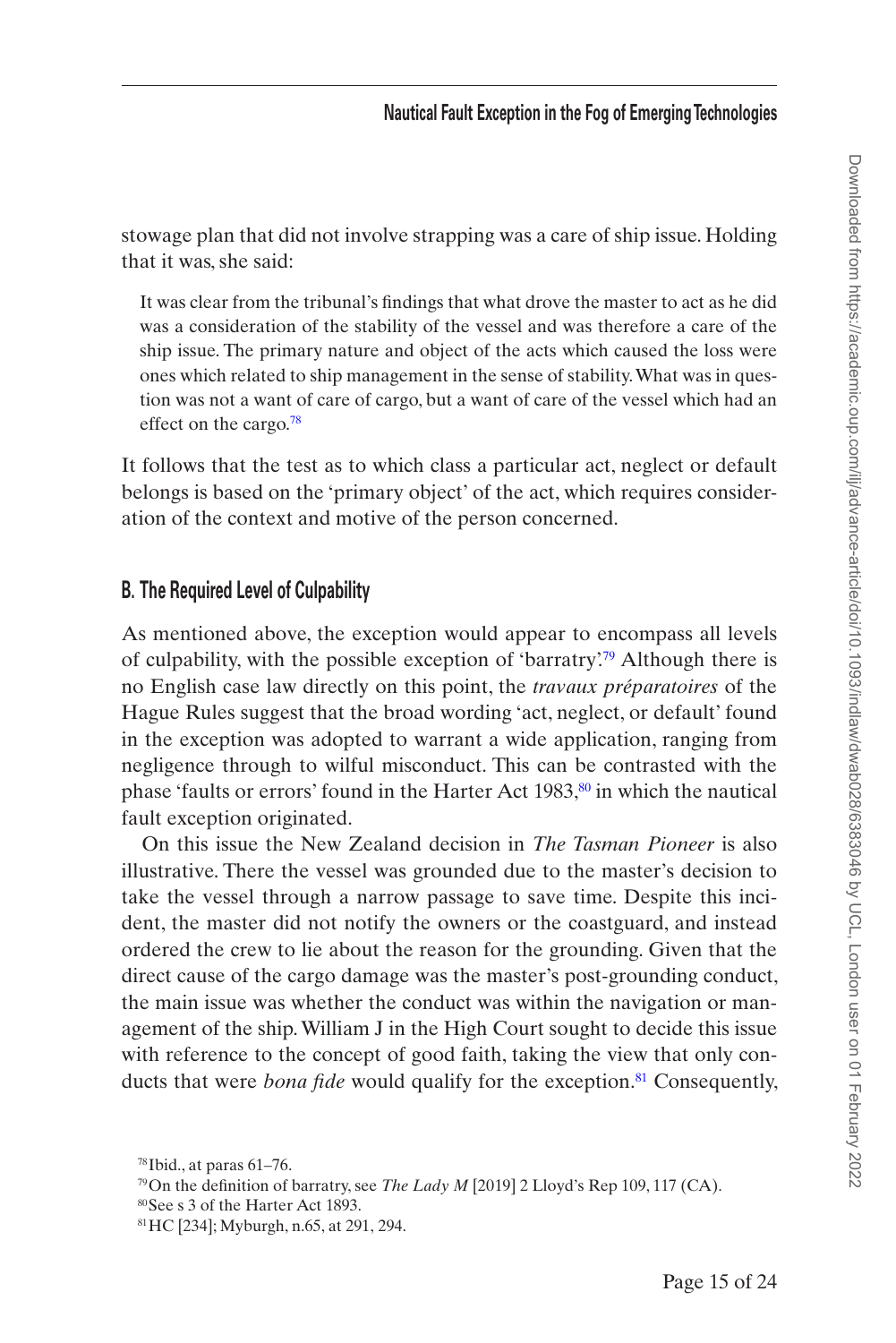stowage plan that did not involve strapping was a care of ship issue. Holding that it was, she said:

> It was clear from the tribunal's findings that what drove the master to act as he did was a consideration of the stability of the vessel and was therefore a care of the ship issue. The primary nature and object of the acts which caused the loss were ones which related to ship management in the sense of stability. What was in question was not a want of care of cargo, but a want of care of the vessel which had an effect on the cargo.[78]

It follows that the test as to which class a particular act, neglect or default belongs is based on the 'primary object' of the act, which requires consideration of the context and motive of the person concerned.

## B. The Required Level of Culpability

As mentioned above, the exception would appear to encompass all levels of culpability, with the possible exception of 'barratry'.[79] Although there is no English case law directly on this point, the *travaux préparatoires* of the Hague Rules suggest that the broad wording 'act, neglect, or default' found in the exception was adopted to warrant a wide application, ranging from negligence through to wilful misconduct. This can be contrasted with the phase 'faults or errors' found in the Harter Act 1983,[80] in which the nautical fault exception originated.

On this issue the New Zealand decision in *The Tasman Pioneer* is also illustrative. There the vessel was grounded due to the master's decision to take the vessel through a narrow passage to save time. Despite this incident, the master did not notify the owners or the coastguard, and instead ordered the crew to lie about the reason for the grounding. Given that the direct cause of the cargo damage was the master's post-grounding conduct, the main issue was whether the conduct was within the navigation or management of the ship. William J in the High Court sought to decide this issue with reference to the concept of good faith, taking the view that only conducts that were *bona fide* would qualify for the exception.[81] Consequently,

---

[78] Ibid., at paras 61–76.

[79] On the definition of barratry, see *The Lady M* [2019] 2 Lloyd's Rep 109, 117 (CA).

[80] See s 3 of the Harter Act 1893.

[81] HC [234]; Myburgh, n.65, at 291, 294.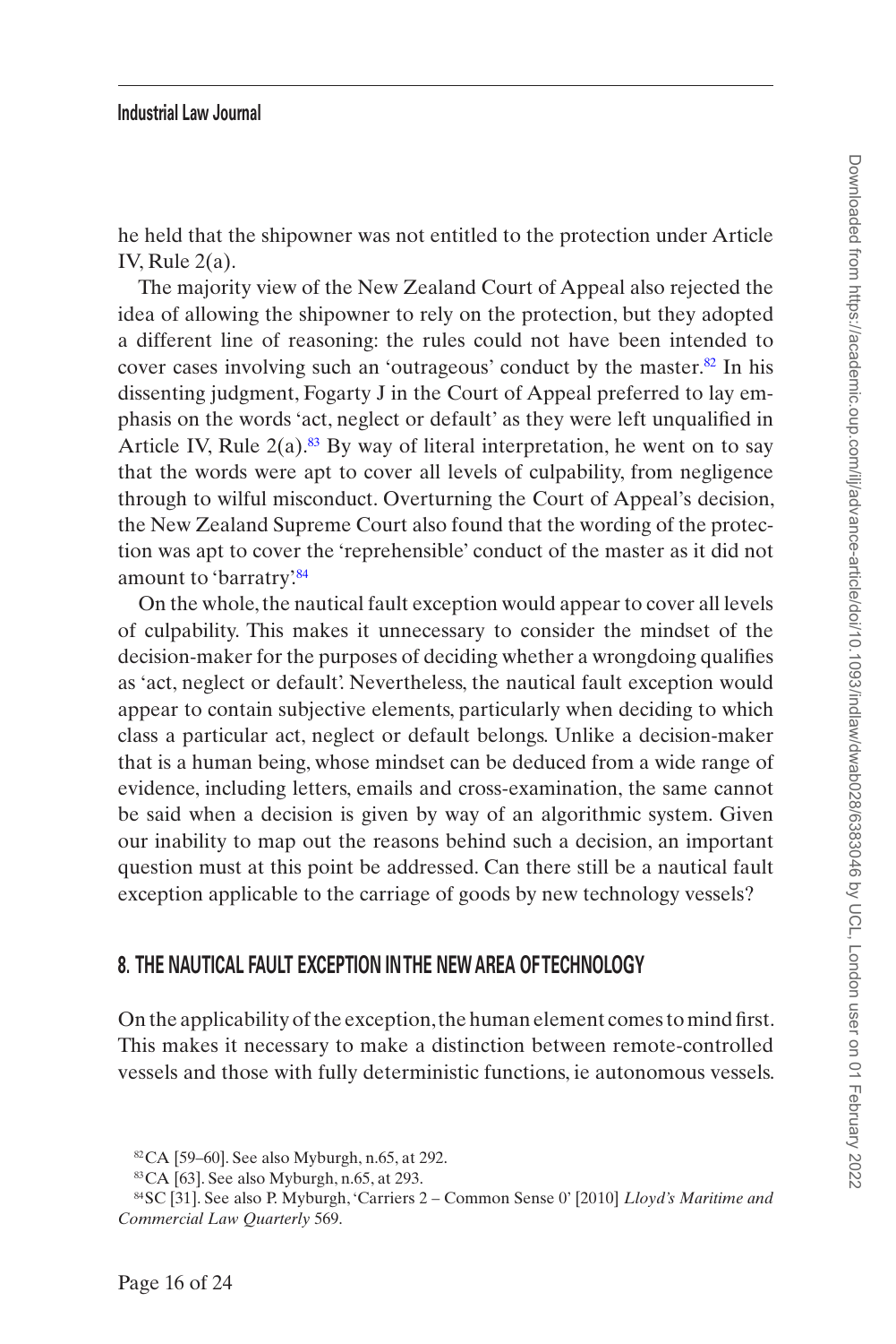he held that the shipowner was not entitled to the protection under Article IV, Rule 2(a).

The majority view of the New Zealand Court of Appeal also rejected the idea of allowing the shipowner to rely on the protection, but they adopted a different line of reasoning: the rules could not have been intended to cover cases involving such an 'outrageous' conduct by the master.[82] In his dissenting judgment, Fogarty J in the Court of Appeal preferred to lay emphasis on the words 'act, neglect or default' as they were left unqualified in Article IV, Rule 2(a).[83] By way of literal interpretation, he went on to say that the words were apt to cover all levels of culpability, from negligence through to wilful misconduct. Overturning the Court of Appeal's decision, the New Zealand Supreme Court also found that the wording of the protection was apt to cover the 'reprehensible' conduct of the master as it did not amount to 'barratry'.[84]

On the whole, the nautical fault exception would appear to cover all levels of culpability. This makes it unnecessary to consider the mindset of the decision-maker for the purposes of deciding whether a wrongdoing qualifies as 'act, neglect or default'. Nevertheless, the nautical fault exception would appear to contain subjective elements, particularly when deciding to which class a particular act, neglect or default belongs. Unlike a decision-maker that is a human being, whose mindset can be deduced from a wide range of evidence, including letters, emails and cross-examination, the same cannot be said when a decision is given by way of an algorithmic system. Given our inability to map out the reasons behind such a decision, an important question must at this point be addressed. Can there still be a nautical fault exception applicable to the carriage of goods by new technology vessels?

## 8. THE NAUTICAL FAULT EXCEPTION IN THE NEW AREA OF TECHNOLOGY

On the applicability of the exception, the human element comes to mind first. This makes it necessary to make a distinction between remote-controlled vessels and those with fully deterministic functions, ie autonomous vessels.

[82] CA [59–60]. See also Myburgh, n.65, at 292.

[83] CA [63]. See also Myburgh, n.65, at 293.

[84] SC [31]. See also P. Myburgh, 'Carriers 2 – Common Sense 0' [2010] *Lloyd's Maritime and Commercial Law Quarterly* 569.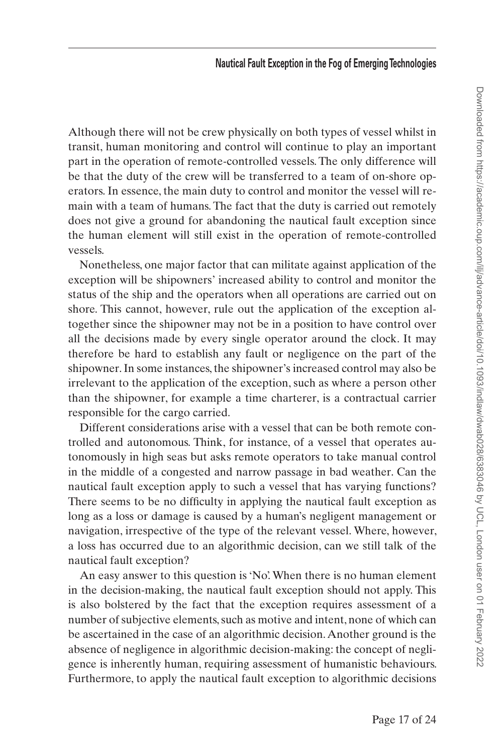Although there will not be crew physically on both types of vessel whilst in transit, human monitoring and control will continue to play an important part in the operation of remote-controlled vessels. The only difference will be that the duty of the crew will be transferred to a team of on-shore operators. In essence, the main duty to control and monitor the vessel will remain with a team of humans. The fact that the duty is carried out remotely does not give a ground for abandoning the nautical fault exception since the human element will still exist in the operation of remote-controlled vessels.

Nonetheless, one major factor that can militate against application of the exception will be shipowners' increased ability to control and monitor the status of the ship and the operators when all operations are carried out on shore. This cannot, however, rule out the application of the exception altogether since the shipowner may not be in a position to have control over all the decisions made by every single operator around the clock. It may therefore be hard to establish any fault or negligence on the part of the shipowner. In some instances, the shipowner's increased control may also be irrelevant to the application of the exception, such as where a person other than the shipowner, for example a time charterer, is a contractual carrier responsible for the cargo carried.

Different considerations arise with a vessel that can be both remote controlled and autonomous. Think, for instance, of a vessel that operates autonomously in high seas but asks remote operators to take manual control in the middle of a congested and narrow passage in bad weather. Can the nautical fault exception apply to such a vessel that has varying functions? There seems to be no difficulty in applying the nautical fault exception as long as a loss or damage is caused by a human's negligent management or navigation, irrespective of the type of the relevant vessel. Where, however, a loss has occurred due to an algorithmic decision, can we still talk of the nautical fault exception?

An easy answer to this question is 'No'. When there is no human element in the decision-making, the nautical fault exception should not apply. This is also bolstered by the fact that the exception requires assessment of a number of subjective elements, such as motive and intent, none of which can be ascertained in the case of an algorithmic decision. Another ground is the absence of negligence in algorithmic decision-making: the concept of negligence is inherently human, requiring assessment of humanistic behaviours. Furthermore, to apply the nautical fault exception to algorithmic decisions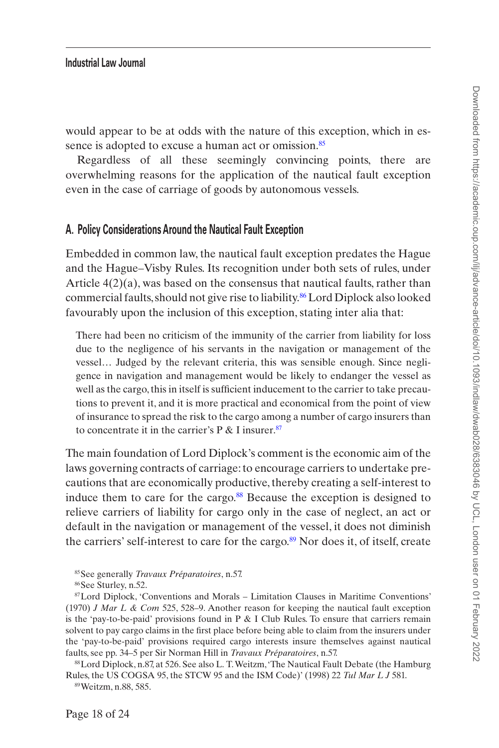would appear to be at odds with the nature of this exception, which in essence is adopted to excuse a human act or omission.[85]

Regardless of all these seemingly convincing points, there are overwhelming reasons for the application of the nautical fault exception even in the case of carriage of goods by autonomous vessels.

## A. Policy Considerations Around the Nautical Fault Exception

Embedded in common law, the nautical fault exception predates the Hague and the Hague–Visby Rules. Its recognition under both sets of rules, under Article 4(2)(a), was based on the consensus that nautical faults, rather than commercial faults, should not give rise to liability.[86] Lord Diplock also looked favourably upon the inclusion of this exception, stating inter alia that:

> There had been no criticism of the immunity of the carrier from liability for loss due to the negligence of his servants in the navigation or management of the vessel… Judged by the relevant criteria, this was sensible enough. Since negligence in navigation and management would be likely to endanger the vessel as well as the cargo, this in itself is sufficient inducement to the carrier to take precautions to prevent it, and it is more practical and economical from the point of view of insurance to spread the risk to the cargo among a number of cargo insurers than to concentrate it in the carrier's P & I insurer.[87]

The main foundation of Lord Diplock's comment is the economic aim of the laws governing contracts of carriage: to encourage carriers to undertake precautions that are economically productive, thereby creating a self-interest to induce them to care for the cargo.[88] Because the exception is designed to relieve carriers of liability for cargo only in the case of neglect, an act or default in the navigation or management of the vessel, it does not diminish the carriers' self-interest to care for the cargo.[89] Nor does it, of itself, create

---

[85] See generally *Travaux Préparatoires*, n.57.

[86] See Sturley, n.52.

[87] Lord Diplock, 'Conventions and Morals – Limitation Clauses in Maritime Conventions' (1970) *J Mar L & Com* 525, 528–9. Another reason for keeping the nautical fault exception is the 'pay-to-be-paid' provisions found in P & I Club Rules. To ensure that carriers remain solvent to pay cargo claims in the first place before being able to claim from the insurers under the 'pay-to-be-paid' provisions required cargo interests insure themselves against nautical faults, see pp. 34–5 per Sir Norman Hill in *Travaux Préparatoires*, n.57.

[88] Lord Diplock, n.87, at 526. See also L. T. Weitzm, 'The Nautical Fault Debate (the Hamburg Rules, the US COGSA 95, the STCW 95 and the ISM Code)' (1998) 22 *Tul Mar L J* 581.

[89] Weitzm, n.88, 585.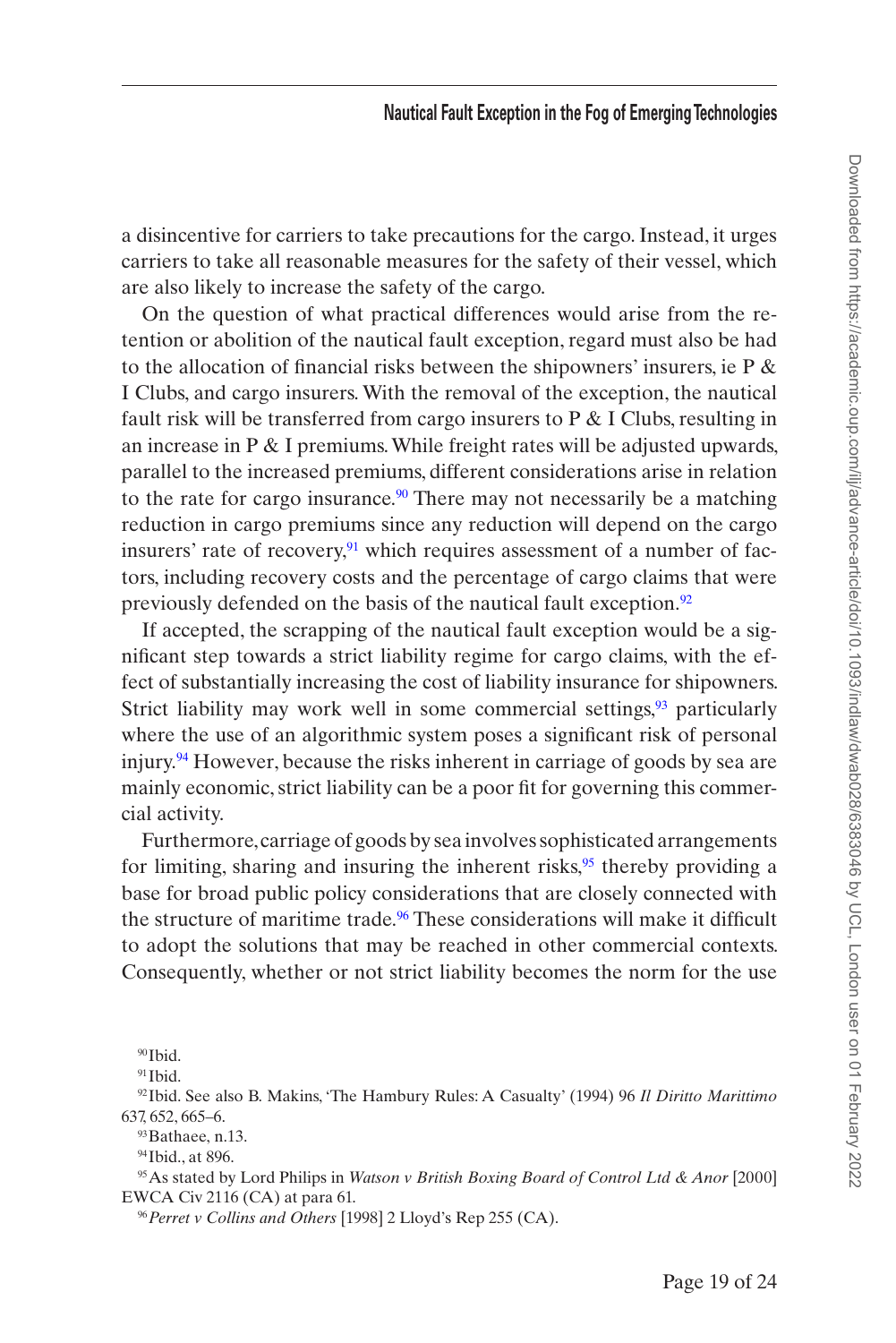a disincentive for carriers to take precautions for the cargo. Instead, it urges carriers to take all reasonable measures for the safety of their vessel, which are also likely to increase the safety of the cargo.

On the question of what practical differences would arise from the retention or abolition of the nautical fault exception, regard must also be had to the allocation of financial risks between the shipowners' insurers, ie P & I Clubs, and cargo insurers. With the removal of the exception, the nautical fault risk will be transferred from cargo insurers to P & I Clubs, resulting in an increase in P & I premiums. While freight rates will be adjusted upwards, parallel to the increased premiums, different considerations arise in relation to the rate for cargo insurance.[90] There may not necessarily be a matching reduction in cargo premiums since any reduction will depend on the cargo insurers' rate of recovery,[91] which requires assessment of a number of factors, including recovery costs and the percentage of cargo claims that were previously defended on the basis of the nautical fault exception.[92]

If accepted, the scrapping of the nautical fault exception would be a significant step towards a strict liability regime for cargo claims, with the effect of substantially increasing the cost of liability insurance for shipowners. Strict liability may work well in some commercial settings,[93] particularly where the use of an algorithmic system poses a significant risk of personal injury.[94] However, because the risks inherent in carriage of goods by sea are mainly economic, strict liability can be a poor fit for governing this commercial activity.

Furthermore, carriage of goods by sea involves sophisticated arrangements for limiting, sharing and insuring the inherent risks,[95] thereby providing a base for broad public policy considerations that are closely connected with the structure of maritime trade.[96] These considerations will make it difficult to adopt the solutions that may be reached in other commercial contexts. Consequently, whether or not strict liability becomes the norm for the use

[90] Ibid.

[91] Ibid.

[92] Ibid. See also B. Makins, 'The Hambury Rules: A Casualty' (1994) 96 *Il Diritto Marittimo* 637, 652, 665–6.

[93] Bathaee, n.13.

[94] Ibid., at 896.

[95] As stated by Lord Philips in *Watson v British Boxing Board of Control Ltd & Anor* [2000] EWCA Civ 2116 (CA) at para 61.

[96] *Perret v Collins and Others* [1998] 2 Lloyd's Rep 255 (CA).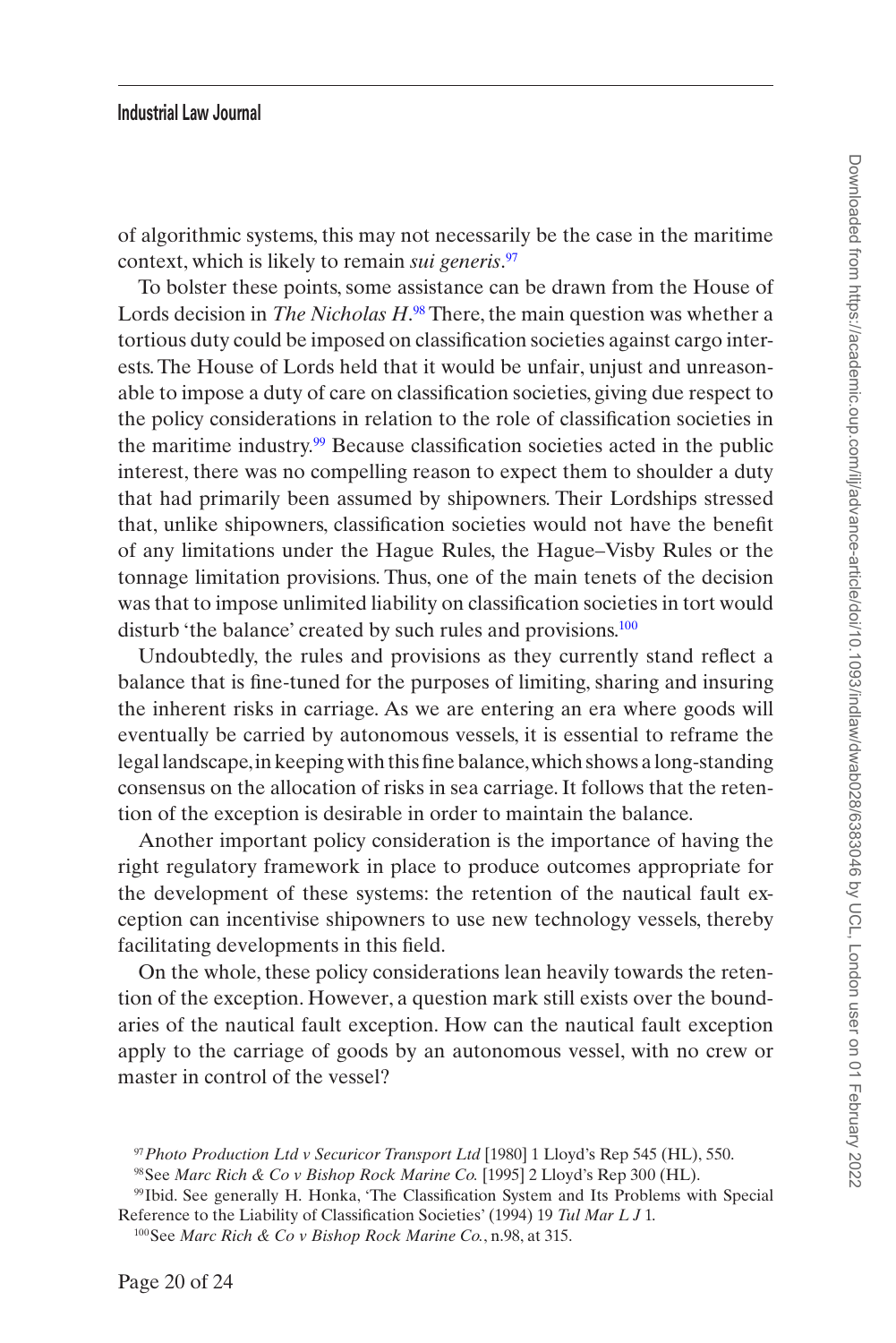of algorithmic systems, this may not necessarily be the case in the maritime context, which is likely to remain *sui generis*.[97]

To bolster these points, some assistance can be drawn from the House of Lords decision in *The Nicholas H*.[98] There, the main question was whether a tortious duty could be imposed on classification societies against cargo interests. The House of Lords held that it would be unfair, unjust and unreasonable to impose a duty of care on classification societies, giving due respect to the policy considerations in relation to the role of classification societies in the maritime industry.[99] Because classification societies acted in the public interest, there was no compelling reason to expect them to shoulder a duty that had primarily been assumed by shipowners. Their Lordships stressed that, unlike shipowners, classification societies would not have the benefit of any limitations under the Hague Rules, the Hague–Visby Rules or the tonnage limitation provisions. Thus, one of the main tenets of the decision was that to impose unlimited liability on classification societies in tort would disturb 'the balance' created by such rules and provisions.[100]

Undoubtedly, the rules and provisions as they currently stand reflect a balance that is fine-tuned for the purposes of limiting, sharing and insuring the inherent risks in carriage. As we are entering an era where goods will eventually be carried by autonomous vessels, it is essential to reframe the legal landscape, in keeping with this fine balance, which shows a long-standing consensus on the allocation of risks in sea carriage. It follows that the retention of the exception is desirable in order to maintain the balance.

Another important policy consideration is the importance of having the right regulatory framework in place to produce outcomes appropriate for the development of these systems: the retention of the nautical fault exception can incentivise shipowners to use new technology vessels, thereby facilitating developments in this field.

On the whole, these policy considerations lean heavily towards the retention of the exception. However, a question mark still exists over the boundaries of the nautical fault exception. How can the nautical fault exception apply to the carriage of goods by an autonomous vessel, with no crew or master in control of the vessel?

---

[97] *Photo Production Ltd v Securicor Transport Ltd* [1980] 1 Lloyd's Rep 545 (HL), 550.

[98] See *Marc Rich & Co v Bishop Rock Marine Co.* [1995] 2 Lloyd's Rep 300 (HL).

[99] Ibid. See generally H. Honka, 'The Classification System and Its Problems with Special Reference to the Liability of Classification Societies' (1994) 19 *Tul Mar L J* 1.

[100] See *Marc Rich & Co v Bishop Rock Marine Co.*, n.98, at 315.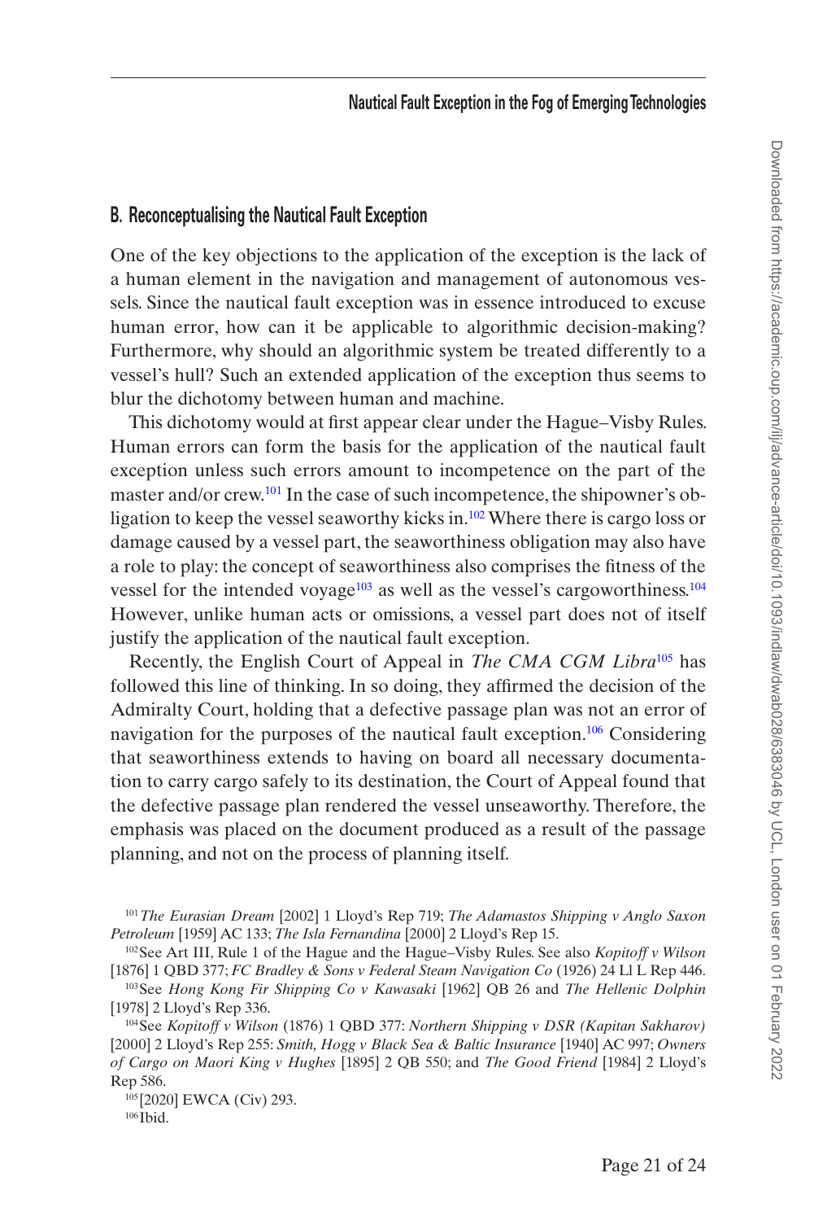## B. Reconceptualising the Nautical Fault Exception

One of the key objections to the application of the exception is the lack of a human element in the navigation and management of autonomous vessels. Since the nautical fault exception was in essence introduced to excuse human error, how can it be applicable to algorithmic decision-making? Furthermore, why should an algorithmic system be treated differently to a vessel's hull? Such an extended application of the exception thus seems to blur the dichotomy between human and machine.

This dichotomy would at first appear clear under the Hague–Visby Rules. Human errors can form the basis for the application of the nautical fault exception unless such errors amount to incompetence on the part of the master and/or crew.[101] In the case of such incompetence, the shipowner's obligation to keep the vessel seaworthy kicks in.[102] Where there is cargo loss or damage caused by a vessel part, the seaworthiness obligation may also have a role to play: the concept of seaworthiness also comprises the fitness of the vessel for the intended voyage[103] as well as the vessel's cargoworthiness.[104] However, unlike human acts or omissions, a vessel part does not of itself justify the application of the nautical fault exception.

Recently, the English Court of Appeal in *The CMA CGM Libra*[105] has followed this line of thinking. In so doing, they affirmed the decision of the Admiralty Court, holding that a defective passage plan was not an error of navigation for the purposes of the nautical fault exception.[106] Considering that seaworthiness extends to having on board all necessary documentation to carry cargo safely to its destination, the Court of Appeal found that the defective passage plan rendered the vessel unseaworthy. Therefore, the emphasis was placed on the document produced as a result of the passage planning, and not on the process of planning itself.

---

[101] *The Eurasian Dream* [2002] 1 Lloyd's Rep 719; *The Adamastos Shipping v Anglo Saxon Petroleum* [1959] AC 133; *The Isla Fernandina* [2000] 2 Lloyd's Rep 15.

[102] See Art III, Rule 1 of the Hague and the Hague–Visby Rules. See also *Kopitoff v Wilson* [1876] 1 QBD 377; *FC Bradley & Sons v Federal Steam Navigation Co* (1926) 24 Ll L Rep 446.

[103] See *Hong Kong Fir Shipping Co v Kawasaki* [1962] QB 26 and *The Hellenic Dolphin* [1978] 2 Lloyd's Rep 336.

[104] See *Kopitoff v Wilson* (1876) 1 QBD 377: *Northern Shipping v DSR (Kapitan Sakharov)* [2000] 2 Lloyd's Rep 255: *Smith, Hogg v Black Sea & Baltic Insurance* [1940] AC 997; *Owners of Cargo on Maori King v Hughes* [1895] 2 QB 550; and *The Good Friend* [1984] 2 Lloyd's Rep 586.

[105] [2020] EWCA (Civ) 293.

[106] Ibid.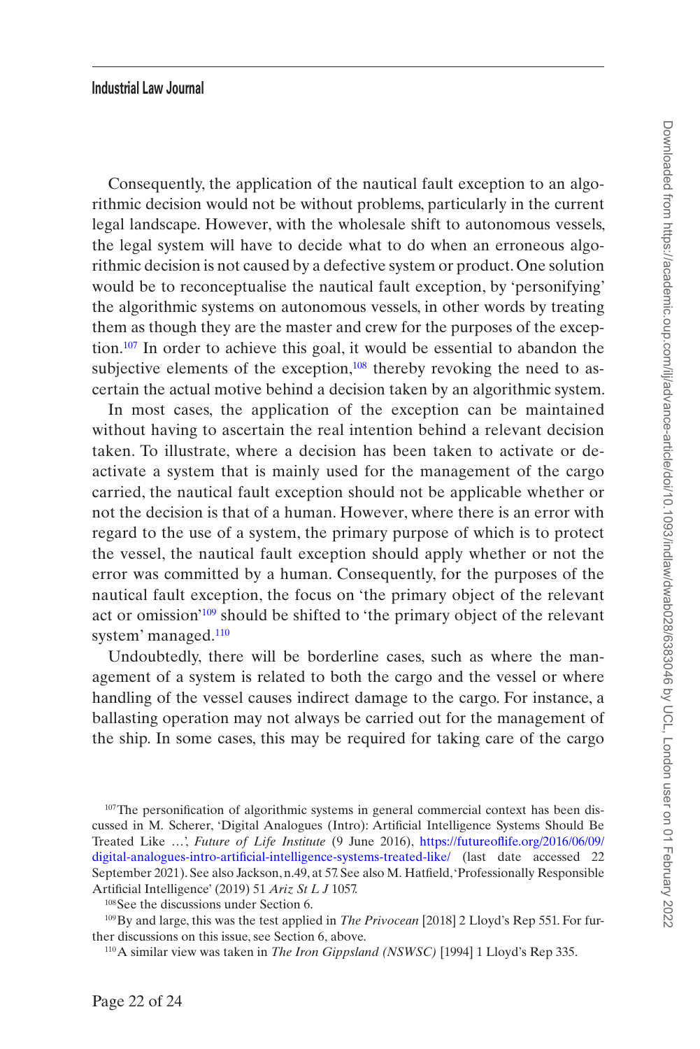Consequently, the application of the nautical fault exception to an algorithmic decision would not be without problems, particularly in the current legal landscape. However, with the wholesale shift to autonomous vessels, the legal system will have to decide what to do when an erroneous algorithmic decision is not caused by a defective system or product. One solution would be to reconceptualise the nautical fault exception, by 'personifying' the algorithmic systems on autonomous vessels, in other words by treating them as though they are the master and crew for the purposes of the exception.[107] In order to achieve this goal, it would be essential to abandon the subjective elements of the exception,[108] thereby revoking the need to ascertain the actual motive behind a decision taken by an algorithmic system.

In most cases, the application of the exception can be maintained without having to ascertain the real intention behind a relevant decision taken. To illustrate, where a decision has been taken to activate or deactivate a system that is mainly used for the management of the cargo carried, the nautical fault exception should not be applicable whether or not the decision is that of a human. However, where there is an error with regard to the use of a system, the primary purpose of which is to protect the vessel, the nautical fault exception should apply whether or not the error was committed by a human. Consequently, for the purposes of the nautical fault exception, the focus on 'the primary object of the relevant act or omission'[109] should be shifted to 'the primary object of the relevant system' managed.[110]

Undoubtedly, there will be borderline cases, such as where the management of a system is related to both the cargo and the vessel or where handling of the vessel causes indirect damage to the cargo. For instance, a ballasting operation may not always be carried out for the management of the ship. In some cases, this may be required for taking care of the cargo

[107] The personification of algorithmic systems in general commercial context has been discussed in M. Scherer, 'Digital Analogues (Intro): Artificial Intelligence Systems Should Be Treated Like …', *Future of Life Institute* (9 June 2016), https://futureoflife.org/2016/06/09/digital-analogues-intro-artificial-intelligence-systems-treated-like/ (last date accessed 22 September 2021). See also Jackson, n.49, at 57. See also M. Hatfield, 'Professionally Responsible Artificial Intelligence' (2019) 51 *Ariz St L J* 1057.

[108] See the discussions under Section 6.

[109] By and large, this was the test applied in *The Privocean* [2018] 2 Lloyd's Rep 551. For further discussions on this issue, see Section 6, above.

[110] A similar view was taken in *The Iron Gippsland (NSWSC)* [1994] 1 Lloyd's Rep 335.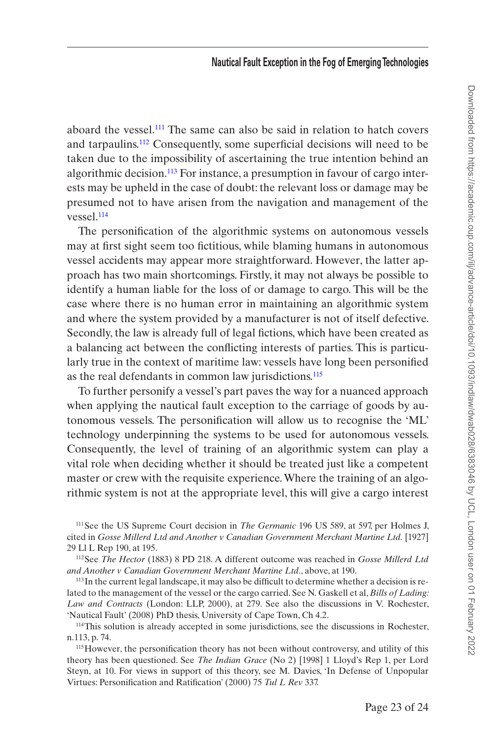aboard the vessel.[111] The same can also be said in relation to hatch covers and tarpaulins.[112] Consequently, some superficial decisions will need to be taken due to the impossibility of ascertaining the true intention behind an algorithmic decision.[113] For instance, a presumption in favour of cargo interests may be upheld in the case of doubt: the relevant loss or damage may be presumed not to have arisen from the navigation and management of the vessel.[114]

The personification of the algorithmic systems on autonomous vessels may at first sight seem too fictitious, while blaming humans in autonomous vessel accidents may appear more straightforward. However, the latter approach has two main shortcomings. Firstly, it may not always be possible to identify a human liable for the loss of or damage to cargo. This will be the case where there is no human error in maintaining an algorithmic system and where the system provided by a manufacturer is not of itself defective. Secondly, the law is already full of legal fictions, which have been created as a balancing act between the conflicting interests of parties. This is particularly true in the context of maritime law: vessels have long been personified as the real defendants in common law jurisdictions.[115]

To further personify a vessel's part paves the way for a nuanced approach when applying the nautical fault exception to the carriage of goods by autonomous vessels. The personification will allow us to recognise the 'ML' technology underpinning the systems to be used for autonomous vessels. Consequently, the level of training of an algorithmic system can play a vital role when deciding whether it should be treated just like a competent master or crew with the requisite experience. Where the training of an algorithmic system is not at the appropriate level, this will give a cargo interest

[111] See the US Supreme Court decision in *The Germanic* 196 US 589, at 597, per Holmes J, cited in *Gosse Millerd Ltd and Another v Canadian Government Merchant Martine Ltd.* [1927] 29 Ll L Rep 190, at 195.

[112] See *The Hector* (1883) 8 PD 218. A different outcome was reached in *Gosse Millerd Ltd and Another v Canadian Government Merchant Martine Ltd*., above, at 190.

[113] In the current legal landscape, it may also be difficult to determine whether a decision is related to the management of the vessel or the cargo carried. See N. Gaskell et al, *Bills of Lading: Law and Contracts* (London: LLP, 2000), at 279. See also the discussions in V. Rochester, 'Nautical Fault' (2008) PhD thesis, University of Cape Town, Ch 4.2.

[114] This solution is already accepted in some jurisdictions, see the discussions in Rochester, n.113, p. 74.

[115] However, the personification theory has not been without controversy, and utility of this theory has been questioned. See *The Indian Grace* (No 2) [1998] 1 Lloyd's Rep 1, per Lord Steyn, at 10. For views in support of this theory, see M. Davies, 'In Defense of Unpopular Virtues: Personification and Ratification' (2000) 75 *Tul L Rev* 337.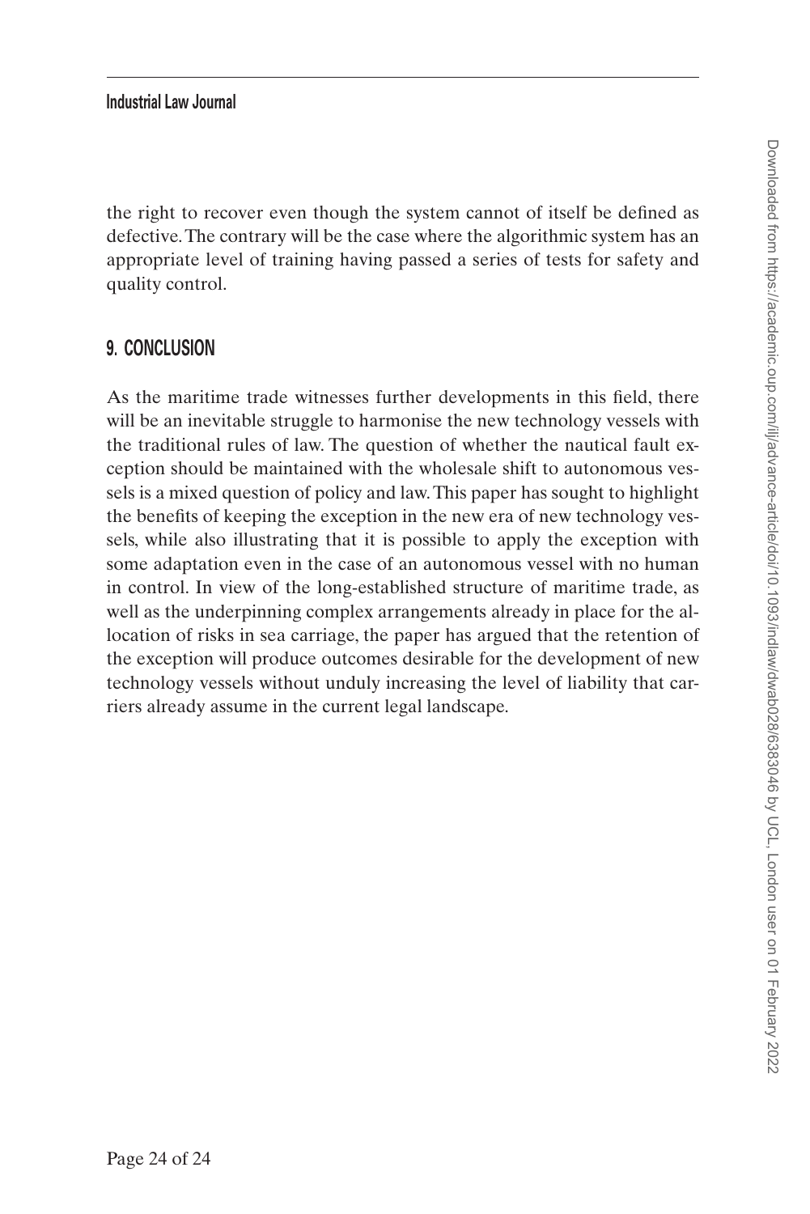the right to recover even though the system cannot of itself be defined as defective. The contrary will be the case where the algorithmic system has an appropriate level of training having passed a series of tests for safety and quality control.

## 9. CONCLUSION

As the maritime trade witnesses further developments in this field, there will be an inevitable struggle to harmonise the new technology vessels with the traditional rules of law. The question of whether the nautical fault exception should be maintained with the wholesale shift to autonomous vessels is a mixed question of policy and law. This paper has sought to highlight the benefits of keeping the exception in the new era of new technology vessels, while also illustrating that it is possible to apply the exception with some adaptation even in the case of an autonomous vessel with no human in control. In view of the long-established structure of maritime trade, as well as the underpinning complex arrangements already in place for the allocation of risks in sea carriage, the paper has argued that the retention of the exception will produce outcomes desirable for the development of new technology vessels without unduly increasing the level of liability that carriers already assume in the current legal landscape.